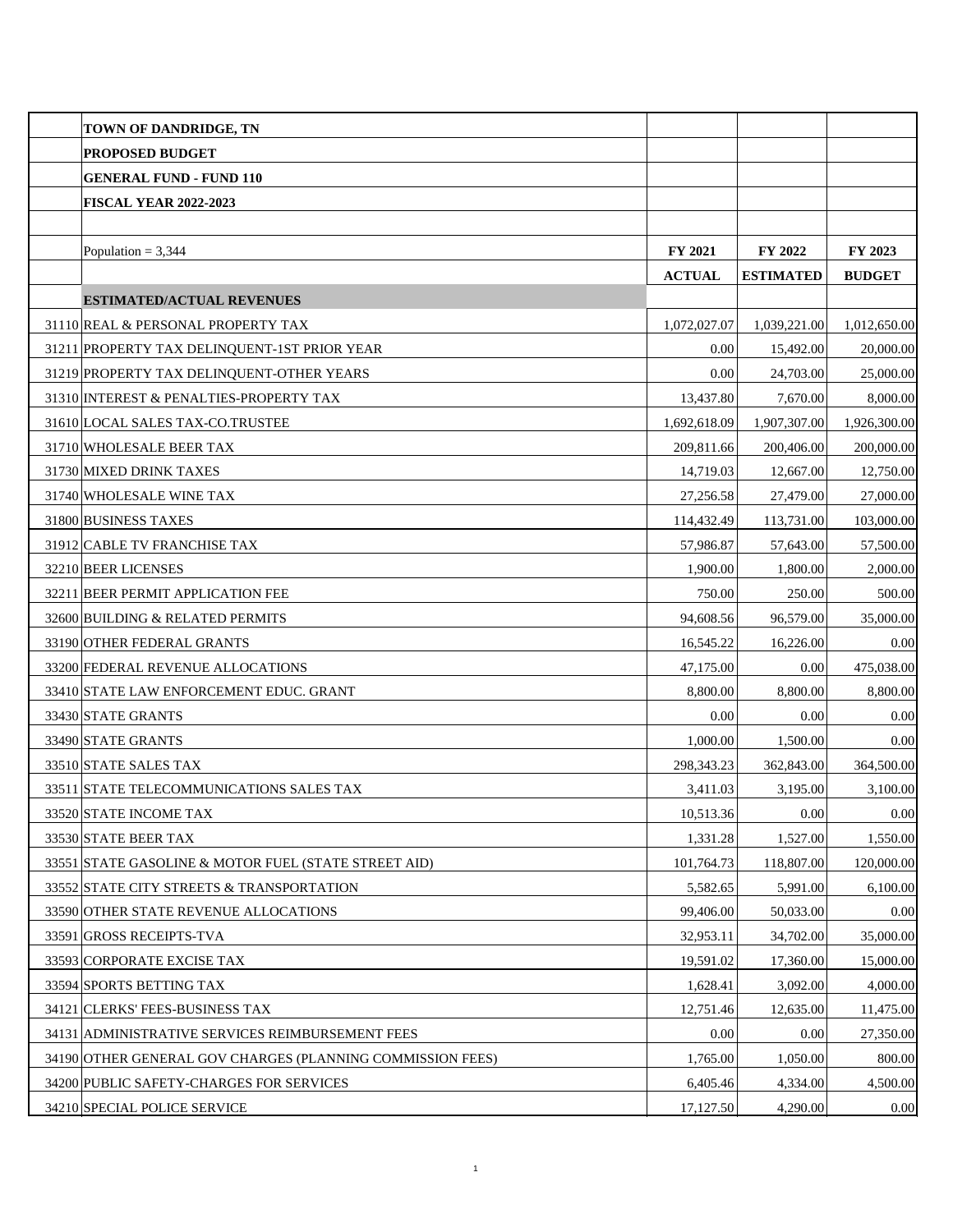| | TOWN OF DANDRIDGE, TN | | | |
|---|---|---|---|---|
| | PROPOSED BUDGET | | | |
| | GENERAL FUND - FUND 110 | | | |
| | FISCAL YEAR 2022-2023 | | | |
| | | | | |
| | Population = 3,344 | FY 2021 | FY 2022 | FY 2023 |
| | | ACTUAL | ESTIMATED | BUDGET |
| | ESTIMATED/ACTUAL REVENUES | | | |
| 31110 | REAL & PERSONAL PROPERTY TAX | 1,072,027.07 | 1,039,221.00 | 1,012,650.00 |
| 31211 | PROPERTY TAX DELINQUENT-1ST PRIOR YEAR | 0.00 | 15,492.00 | 20,000.00 |
| 31219 | PROPERTY TAX DELINQUENT-OTHER YEARS | 0.00 | 24,703.00 | 25,000.00 |
| 31310 | INTEREST & PENALTIES-PROPERTY TAX | 13,437.80 | 7,670.00 | 8,000.00 |
| 31610 | LOCAL SALES TAX-CO.TRUSTEE | 1,692,618.09 | 1,907,307.00 | 1,926,300.00 |
| 31710 | WHOLESALE BEER TAX | 209,811.66 | 200,406.00 | 200,000.00 |
| 31730 | MIXED DRINK TAXES | 14,719.03 | 12,667.00 | 12,750.00 |
| 31740 | WHOLESALE WINE TAX | 27,256.58 | 27,479.00 | 27,000.00 |
| 31800 | BUSINESS TAXES | 114,432.49 | 113,731.00 | 103,000.00 |
| 31912 | CABLE TV FRANCHISE TAX | 57,986.87 | 57,643.00 | 57,500.00 |
| 32210 | BEER LICENSES | 1,900.00 | 1,800.00 | 2,000.00 |
| 32211 | BEER PERMIT APPLICATION FEE | 750.00 | 250.00 | 500.00 |
| 32600 | BUILDING & RELATED PERMITS | 94,608.56 | 96,579.00 | 35,000.00 |
| 33190 | OTHER FEDERAL GRANTS | 16,545.22 | 16,226.00 | 0.00 |
| 33200 | FEDERAL REVENUE ALLOCATIONS | 47,175.00 | 0.00 | 475,038.00 |
| 33410 | STATE LAW ENFORCEMENT EDUC. GRANT | 8,800.00 | 8,800.00 | 8,800.00 |
| 33430 | STATE GRANTS | 0.00 | 0.00 | 0.00 |
| 33490 | STATE GRANTS | 1,000.00 | 1,500.00 | 0.00 |
| 33510 | STATE SALES TAX | 298,343.23 | 362,843.00 | 364,500.00 |
| 33511 | STATE TELECOMMUNICATIONS SALES TAX | 3,411.03 | 3,195.00 | 3,100.00 |
| 33520 | STATE INCOME TAX | 10,513.36 | 0.00 | 0.00 |
| 33530 | STATE BEER TAX | 1,331.28 | 1,527.00 | 1,550.00 |
| 33551 | STATE GASOLINE & MOTOR FUEL (STATE STREET AID) | 101,764.73 | 118,807.00 | 120,000.00 |
| 33552 | STATE CITY STREETS & TRANSPORTATION | 5,582.65 | 5,991.00 | 6,100.00 |
| 33590 | OTHER STATE REVENUE ALLOCATIONS | 99,406.00 | 50,033.00 | 0.00 |
| 33591 | GROSS RECEIPTS-TVA | 32,953.11 | 34,702.00 | 35,000.00 |
| 33593 | CORPORATE EXCISE TAX | 19,591.02 | 17,360.00 | 15,000.00 |
| 33594 | SPORTS BETTING TAX | 1,628.41 | 3,092.00 | 4,000.00 |
| 34121 | CLERKS' FEES-BUSINESS TAX | 12,751.46 | 12,635.00 | 11,475.00 |
| 34131 | ADMINISTRATIVE SERVICES REIMBURSEMENT FEES | 0.00 | 0.00 | 27,350.00 |
| 34190 | OTHER GENERAL GOV CHARGES (PLANNING COMMISSION FEES) | 1,765.00 | 1,050.00 | 800.00 |
| 34200 | PUBLIC SAFETY-CHARGES FOR SERVICES | 6,405.46 | 4,334.00 | 4,500.00 |
| 34210 | SPECIAL POLICE SERVICE | 17,127.50 | 4,290.00 | 0.00 |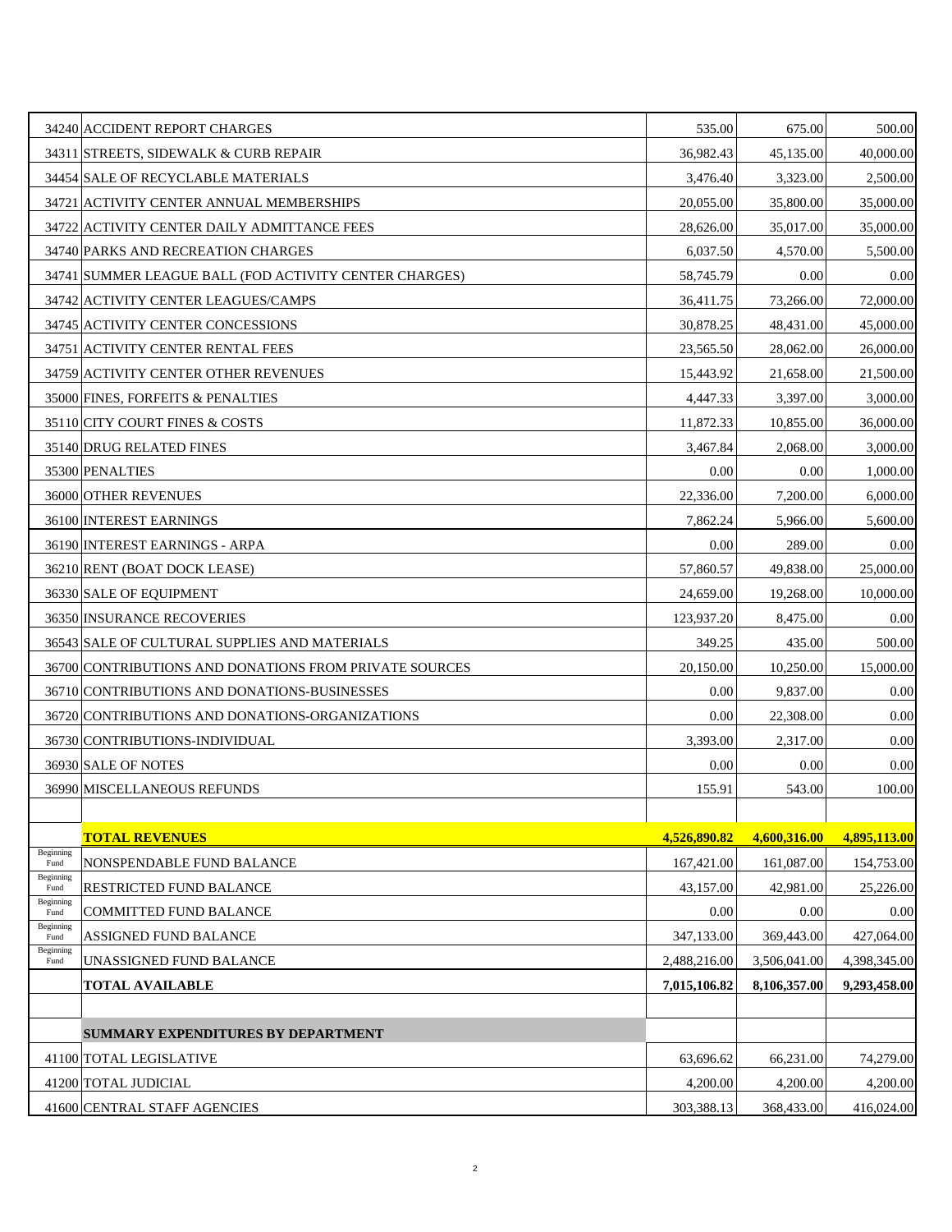| | | | | |
|---|---|---|---|---|
| 34240 | ACCIDENT REPORT CHARGES | 535.00 | 675.00 | 500.00 |
| 34311 | STREETS, SIDEWALK & CURB REPAIR | 36,982.43 | 45,135.00 | 40,000.00 |
| 34454 | SALE OF RECYCLABLE MATERIALS | 3,476.40 | 3,323.00 | 2,500.00 |
| 34721 | ACTIVITY CENTER ANNUAL MEMBERSHIPS | 20,055.00 | 35,800.00 | 35,000.00 |
| 34722 | ACTIVITY CENTER DAILY ADMITTANCE FEES | 28,626.00 | 35,017.00 | 35,000.00 |
| 34740 | PARKS AND RECREATION CHARGES | 6,037.50 | 4,570.00 | 5,500.00 |
| 34741 | SUMMER LEAGUE BALL (FOD ACTIVITY CENTER CHARGES) | 58,745.79 | 0.00 | 0.00 |
| 34742 | ACTIVITY CENTER LEAGUES/CAMPS | 36,411.75 | 73,266.00 | 72,000.00 |
| 34745 | ACTIVITY CENTER CONCESSIONS | 30,878.25 | 48,431.00 | 45,000.00 |
| 34751 | ACTIVITY CENTER RENTAL FEES | 23,565.50 | 28,062.00 | 26,000.00 |
| 34759 | ACTIVITY CENTER OTHER REVENUES | 15,443.92 | 21,658.00 | 21,500.00 |
| 35000 | FINES, FORFEITS & PENALTIES | 4,447.33 | 3,397.00 | 3,000.00 |
| 35110 | CITY COURT FINES & COSTS | 11,872.33 | 10,855.00 | 36,000.00 |
| 35140 | DRUG RELATED FINES | 3,467.84 | 2,068.00 | 3,000.00 |
| 35300 | PENALTIES | 0.00 | 0.00 | 1,000.00 |
| 36000 | OTHER REVENUES | 22,336.00 | 7,200.00 | 6,000.00 |
| 36100 | INTEREST EARNINGS | 7,862.24 | 5,966.00 | 5,600.00 |
| 36190 | INTEREST EARNINGS - ARPA | 0.00 | 289.00 | 0.00 |
| 36210 | RENT (BOAT DOCK LEASE) | 57,860.57 | 49,838.00 | 25,000.00 |
| 36330 | SALE OF EQUIPMENT | 24,659.00 | 19,268.00 | 10,000.00 |
| 36350 | INSURANCE RECOVERIES | 123,937.20 | 8,475.00 | 0.00 |
| 36543 | SALE OF CULTURAL SUPPLIES AND MATERIALS | 349.25 | 435.00 | 500.00 |
| 36700 | CONTRIBUTIONS AND DONATIONS FROM PRIVATE SOURCES | 20,150.00 | 10,250.00 | 15,000.00 |
| 36710 | CONTRIBUTIONS AND DONATIONS-BUSINESSES | 0.00 | 9,837.00 | 0.00 |
| 36720 | CONTRIBUTIONS AND DONATIONS-ORGANIZATIONS | 0.00 | 22,308.00 | 0.00 |
| 36730 | CONTRIBUTIONS-INDIVIDUAL | 3,393.00 | 2,317.00 | 0.00 |
| 36930 | SALE OF NOTES | 0.00 | 0.00 | 0.00 |
| 36990 | MISCELLANEOUS REFUNDS | 155.91 | 543.00 | 100.00 |
| | | | | |
| | **TOTAL REVENUES** | **4,526,890.82** | **4,600,316.00** | **4,895,113.00** |
| Beginning Fund | NONSPENDABLE FUND BALANCE | 167,421.00 | 161,087.00 | 154,753.00 |
| Beginning Fund | RESTRICTED FUND BALANCE | 43,157.00 | 42,981.00 | 25,226.00 |
| Beginning Fund | COMMITTED FUND BALANCE | 0.00 | 0.00 | 0.00 |
| Beginning Fund | ASSIGNED FUND BALANCE | 347,133.00 | 369,443.00 | 427,064.00 |
| Beginning Fund | UNASSIGNED FUND BALANCE | 2,488,216.00 | 3,506,041.00 | 4,398,345.00 |
| | **TOTAL AVAILABLE** | **7,015,106.82** | **8,106,357.00** | **9,293,458.00** |
| | | | | |
| | **SUMMARY EXPENDITURES BY DEPARTMENT** | | | |
| 41100 | TOTAL LEGISLATIVE | 63,696.62 | 66,231.00 | 74,279.00 |
| 41200 | TOTAL JUDICIAL | 4,200.00 | 4,200.00 | 4,200.00 |
| 41600 | CENTRAL STAFF AGENCIES | 303,388.13 | 368,433.00 | 416,024.00 |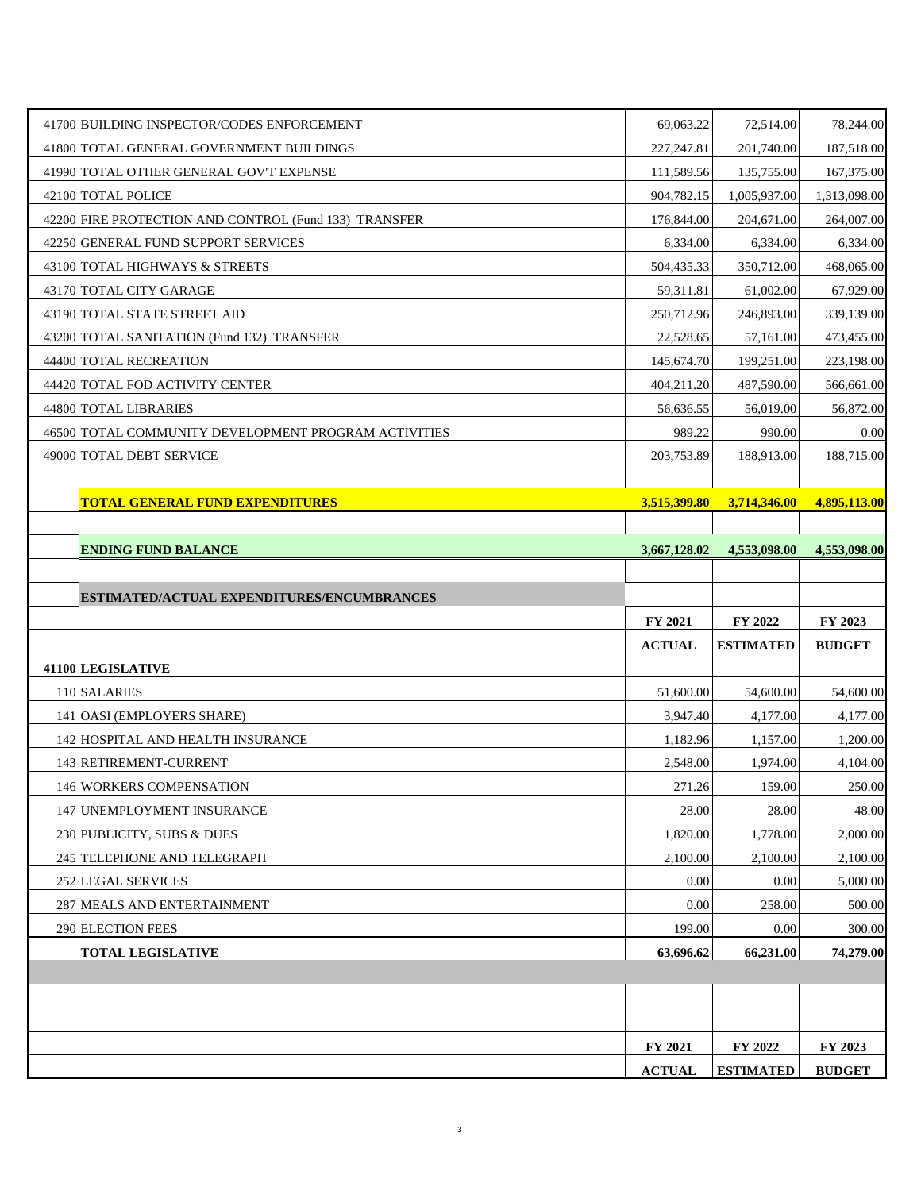| | | | | |
|---|---|---|---|---|
| 41700 | BUILDING INSPECTOR/CODES ENFORCEMENT | 69,063.22 | 72,514.00 | 78,244.00 |
| 41800 | TOTAL GENERAL GOVERNMENT BUILDINGS | 227,247.81 | 201,740.00 | 187,518.00 |
| 41990 | TOTAL OTHER GENERAL GOV'T EXPENSE | 111,589.56 | 135,755.00 | 167,375.00 |
| 42100 | TOTAL POLICE | 904,782.15 | 1,005,937.00 | 1,313,098.00 |
| 42200 | FIRE PROTECTION AND CONTROL (Fund 133) TRANSFER | 176,844.00 | 204,671.00 | 264,007.00 |
| 42250 | GENERAL FUND SUPPORT SERVICES | 6,334.00 | 6,334.00 | 6,334.00 |
| 43100 | TOTAL HIGHWAYS & STREETS | 504,435.33 | 350,712.00 | 468,065.00 |
| 43170 | TOTAL CITY GARAGE | 59,311.81 | 61,002.00 | 67,929.00 |
| 43190 | TOTAL STATE STREET AID | 250,712.96 | 246,893.00 | 339,139.00 |
| 43200 | TOTAL SANITATION (Fund 132) TRANSFER | 22,528.65 | 57,161.00 | 473,455.00 |
| 44400 | TOTAL RECREATION | 145,674.70 | 199,251.00 | 223,198.00 |
| 44420 | TOTAL FOD ACTIVITY CENTER | 404,211.20 | 487,590.00 | 566,661.00 |
| 44800 | TOTAL LIBRARIES | 56,636.55 | 56,019.00 | 56,872.00 |
| 46500 | TOTAL COMMUNITY DEVELOPMENT PROGRAM ACTIVITIES | 989.22 | 990.00 | 0.00 |
| 49000 | TOTAL DEBT SERVICE | 203,753.89 | 188,913.00 | 188,715.00 |
| | | | | |
| | **TOTAL GENERAL FUND EXPENDITURES** | **3,515,399.80** | **3,714,346.00** | **4,895,113.00** |
| | | | | |
| | **ENDING FUND BALANCE** | **3,667,128.02** | **4,553,098.00** | **4,553,098.00** |
| | | | | |
| | **ESTIMATED/ACTUAL EXPENDITURES/ENCUMBRANCES** | | | |
| | | **FY 2021** | **FY 2022** | **FY 2023** |
| | | **ACTUAL** | **ESTIMATED** | **BUDGET** |
| **41100** | **LEGISLATIVE** | | | |
| 110 | SALARIES | 51,600.00 | 54,600.00 | 54,600.00 |
| 141 | OASI (EMPLOYERS SHARE) | 3,947.40 | 4,177.00 | 4,177.00 |
| 142 | HOSPITAL AND HEALTH INSURANCE | 1,182.96 | 1,157.00 | 1,200.00 |
| 143 | RETIREMENT-CURRENT | 2,548.00 | 1,974.00 | 4,104.00 |
| 146 | WORKERS COMPENSATION | 271.26 | 159.00 | 250.00 |
| 147 | UNEMPLOYMENT INSURANCE | 28.00 | 28.00 | 48.00 |
| 230 | PUBLICITY, SUBS & DUES | 1,820.00 | 1,778.00 | 2,000.00 |
| 245 | TELEPHONE AND TELEGRAPH | 2,100.00 | 2,100.00 | 2,100.00 |
| 252 | LEGAL SERVICES | 0.00 | 0.00 | 5,000.00 |
| 287 | MEALS AND ENTERTAINMENT | 0.00 | 258.00 | 500.00 |
| 290 | ELECTION FEES | 199.00 | 0.00 | 300.00 |
| | **TOTAL LEGISLATIVE** | **63,696.62** | **66,231.00** | **74,279.00** |
| | | | | |
| | | | | |
| | | | | |
| | | **FY 2021** | **FY 2022** | **FY 2023** |
| | | **ACTUAL** | **ESTIMATED** | **BUDGET** |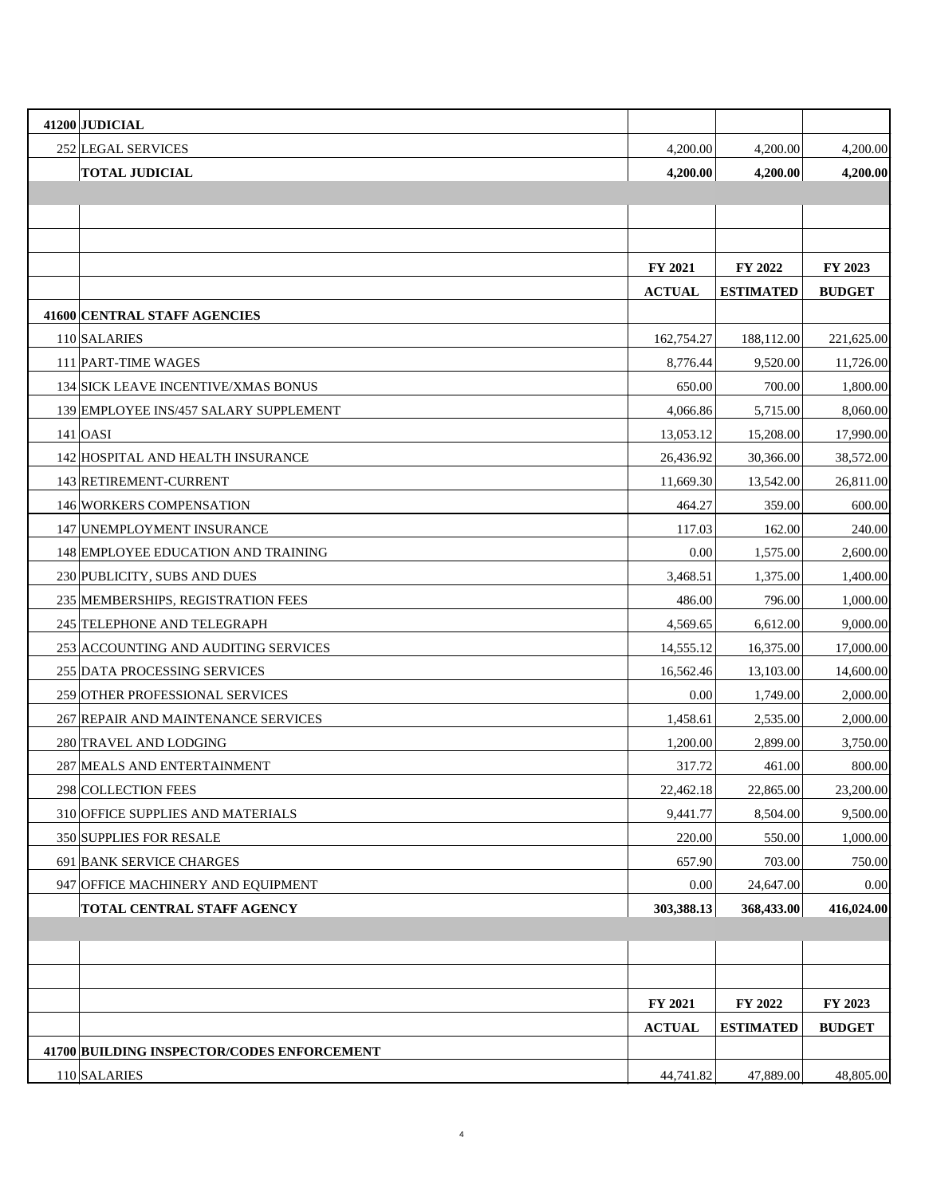| | | FY 2021 | FY 2022 | FY 2023 |
|---|---|---|---|---|
| | | ACTUAL | ESTIMATED | BUDGET |
| **41200** | **JUDICIAL** | | | |
| 252 | LEGAL SERVICES | 4,200.00 | 4,200.00 | 4,200.00 |
| | **TOTAL JUDICIAL** | **4,200.00** | **4,200.00** | **4,200.00** |

| | | FY 2021 | FY 2022 | FY 2023 |
|---|---|---|---|---|
| | | **ACTUAL** | **ESTIMATED** | **BUDGET** |
| **41600** | **CENTRAL STAFF AGENCIES** | | | |
| 110 | SALARIES | 162,754.27 | 188,112.00 | 221,625.00 |
| 111 | PART-TIME WAGES | 8,776.44 | 9,520.00 | 11,726.00 |
| 134 | SICK LEAVE INCENTIVE/XMAS BONUS | 650.00 | 700.00 | 1,800.00 |
| 139 | EMPLOYEE INS/457 SALARY SUPPLEMENT | 4,066.86 | 5,715.00 | 8,060.00 |
| 141 | OASI | 13,053.12 | 15,208.00 | 17,990.00 |
| 142 | HOSPITAL AND HEALTH INSURANCE | 26,436.92 | 30,366.00 | 38,572.00 |
| 143 | RETIREMENT-CURRENT | 11,669.30 | 13,542.00 | 26,811.00 |
| 146 | WORKERS COMPENSATION | 464.27 | 359.00 | 600.00 |
| 147 | UNEMPLOYMENT INSURANCE | 117.03 | 162.00 | 240.00 |
| 148 | EMPLOYEE EDUCATION AND TRAINING | 0.00 | 1,575.00 | 2,600.00 |
| 230 | PUBLICITY, SUBS AND DUES | 3,468.51 | 1,375.00 | 1,400.00 |
| 235 | MEMBERSHIPS, REGISTRATION FEES | 486.00 | 796.00 | 1,000.00 |
| 245 | TELEPHONE AND TELEGRAPH | 4,569.65 | 6,612.00 | 9,000.00 |
| 253 | ACCOUNTING AND AUDITING SERVICES | 14,555.12 | 16,375.00 | 17,000.00 |
| 255 | DATA PROCESSING SERVICES | 16,562.46 | 13,103.00 | 14,600.00 |
| 259 | OTHER PROFESSIONAL SERVICES | 0.00 | 1,749.00 | 2,000.00 |
| 267 | REPAIR AND MAINTENANCE SERVICES | 1,458.61 | 2,535.00 | 2,000.00 |
| 280 | TRAVEL AND LODGING | 1,200.00 | 2,899.00 | 3,750.00 |
| 287 | MEALS AND ENTERTAINMENT | 317.72 | 461.00 | 800.00 |
| 298 | COLLECTION FEES | 22,462.18 | 22,865.00 | 23,200.00 |
| 310 | OFFICE SUPPLIES AND MATERIALS | 9,441.77 | 8,504.00 | 9,500.00 |
| 350 | SUPPLIES FOR RESALE | 220.00 | 550.00 | 1,000.00 |
| 691 | BANK SERVICE CHARGES | 657.90 | 703.00 | 750.00 |
| 947 | OFFICE MACHINERY AND EQUIPMENT | 0.00 | 24,647.00 | 0.00 |
| | **TOTAL CENTRAL STAFF AGENCY** | **303,388.13** | **368,433.00** | **416,024.00** |

| | | FY 2021 | FY 2022 | FY 2023 |
|---|---|---|---|---|
| | | **ACTUAL** | **ESTIMATED** | **BUDGET** |
| **41700** | **BUILDING INSPECTOR/CODES ENFORCEMENT** | | | |
| 110 | SALARIES | 44,741.82 | 47,889.00 | 48,805.00 |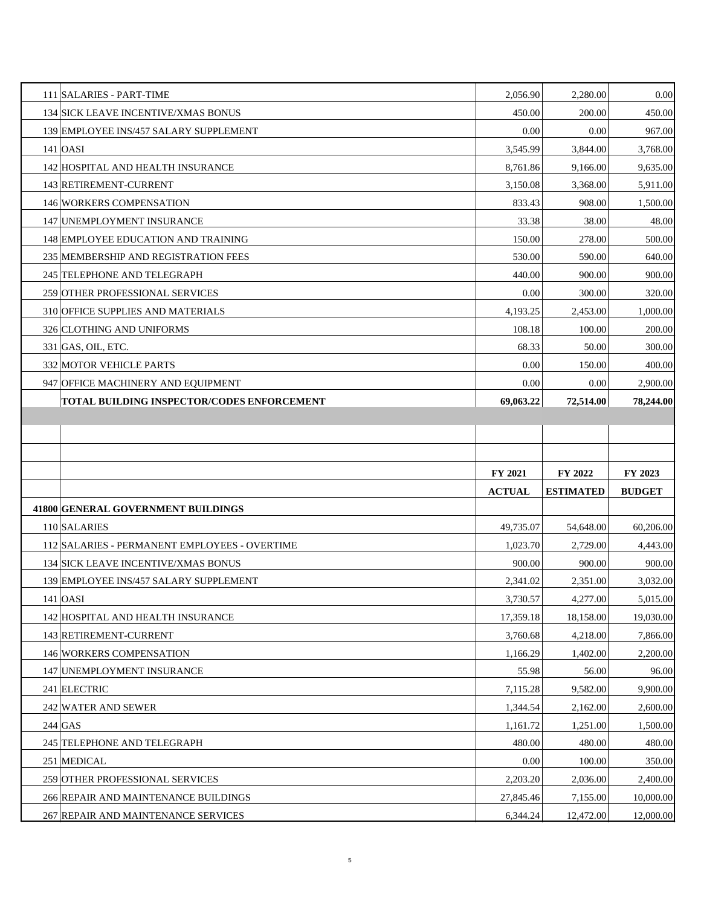| | | | | |
|---|---|---|---|---|
| 111 | SALARIES - PART-TIME | 2,056.90 | 2,280.00 | 0.00 |
| 134 | SICK LEAVE INCENTIVE/XMAS BONUS | 450.00 | 200.00 | 450.00 |
| 139 | EMPLOYEE INS/457 SALARY SUPPLEMENT | 0.00 | 0.00 | 967.00 |
| 141 | OASI | 3,545.99 | 3,844.00 | 3,768.00 |
| 142 | HOSPITAL AND HEALTH INSURANCE | 8,761.86 | 9,166.00 | 9,635.00 |
| 143 | RETIREMENT-CURRENT | 3,150.08 | 3,368.00 | 5,911.00 |
| 146 | WORKERS COMPENSATION | 833.43 | 908.00 | 1,500.00 |
| 147 | UNEMPLOYMENT INSURANCE | 33.38 | 38.00 | 48.00 |
| 148 | EMPLOYEE EDUCATION AND TRAINING | 150.00 | 278.00 | 500.00 |
| 235 | MEMBERSHIP AND REGISTRATION FEES | 530.00 | 590.00 | 640.00 |
| 245 | TELEPHONE AND TELEGRAPH | 440.00 | 900.00 | 900.00 |
| 259 | OTHER PROFESSIONAL SERVICES | 0.00 | 300.00 | 320.00 |
| 310 | OFFICE SUPPLIES AND MATERIALS | 4,193.25 | 2,453.00 | 1,000.00 |
| 326 | CLOTHING AND UNIFORMS | 108.18 | 100.00 | 200.00 |
| 331 | GAS, OIL, ETC. | 68.33 | 50.00 | 300.00 |
| 332 | MOTOR VEHICLE PARTS | 0.00 | 150.00 | 400.00 |
| 947 | OFFICE MACHINERY AND EQUIPMENT | 0.00 | 0.00 | 2,900.00 |
| | **TOTAL BUILDING INSPECTOR/CODES ENFORCEMENT** | **69,063.22** | **72,514.00** | **78,244.00** |

| | | FY 2021 | FY 2022 | FY 2023 |
|---|---|---|---|---|
| | | **ACTUAL** | **ESTIMATED** | **BUDGET** |
| **41800** | **GENERAL GOVERNMENT BUILDINGS** | | | |
| 110 | SALARIES | 49,735.07 | 54,648.00 | 60,206.00 |
| 112 | SALARIES - PERMANENT EMPLOYEES - OVERTIME | 1,023.70 | 2,729.00 | 4,443.00 |
| 134 | SICK LEAVE INCENTIVE/XMAS BONUS | 900.00 | 900.00 | 900.00 |
| 139 | EMPLOYEE INS/457 SALARY SUPPLEMENT | 2,341.02 | 2,351.00 | 3,032.00 |
| 141 | OASI | 3,730.57 | 4,277.00 | 5,015.00 |
| 142 | HOSPITAL AND HEALTH INSURANCE | 17,359.18 | 18,158.00 | 19,030.00 |
| 143 | RETIREMENT-CURRENT | 3,760.68 | 4,218.00 | 7,866.00 |
| 146 | WORKERS COMPENSATION | 1,166.29 | 1,402.00 | 2,200.00 |
| 147 | UNEMPLOYMENT INSURANCE | 55.98 | 56.00 | 96.00 |
| 241 | ELECTRIC | 7,115.28 | 9,582.00 | 9,900.00 |
| 242 | WATER AND SEWER | 1,344.54 | 2,162.00 | 2,600.00 |
| 244 | GAS | 1,161.72 | 1,251.00 | 1,500.00 |
| 245 | TELEPHONE AND TELEGRAPH | 480.00 | 480.00 | 480.00 |
| 251 | MEDICAL | 0.00 | 100.00 | 350.00 |
| 259 | OTHER PROFESSIONAL SERVICES | 2,203.20 | 2,036.00 | 2,400.00 |
| 266 | REPAIR AND MAINTENANCE BUILDINGS | 27,845.46 | 7,155.00 | 10,000.00 |
| 267 | REPAIR AND MAINTENANCE SERVICES | 6,344.24 | 12,472.00 | 12,000.00 |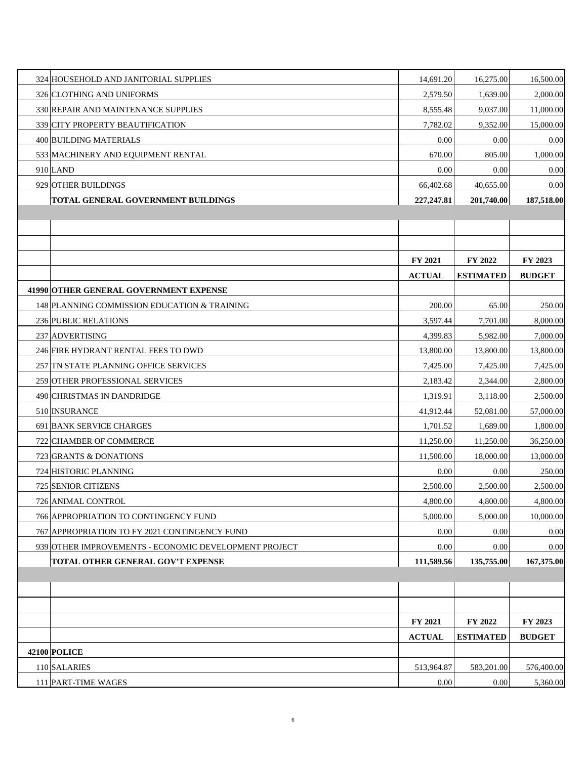| | | | | |
|---|---|---|---|---|
| 324 | HOUSEHOLD AND JANITORIAL SUPPLIES | 14,691.20 | 16,275.00 | 16,500.00 |
| 326 | CLOTHING AND UNIFORMS | 2,579.50 | 1,639.00 | 2,000.00 |
| 330 | REPAIR AND MAINTENANCE SUPPLIES | 8,555.48 | 9,037.00 | 11,000.00 |
| 339 | CITY PROPERTY BEAUTIFICATION | 7,782.02 | 9,352.00 | 15,000.00 |
| 400 | BUILDING MATERIALS | 0.00 | 0.00 | 0.00 |
| 533 | MACHINERY AND EQUIPMENT RENTAL | 670.00 | 805.00 | 1,000.00 |
| 910 | LAND | 0.00 | 0.00 | 0.00 |
| 929 | OTHER BUILDINGS | 66,402.68 | 40,655.00 | 0.00 |
| | **TOTAL GENERAL GOVERNMENT BUILDINGS** | **227,247.81** | **201,740.00** | **187,518.00** |

| | | FY 2021 | FY 2022 | FY 2023 |
|---|---|---|---|---|
| | | **ACTUAL** | **ESTIMATED** | **BUDGET** |
| **41990** | **OTHER GENERAL GOVERNMENT EXPENSE** | | | |
| 148 | PLANNING COMMISSION EDUCATION & TRAINING | 200.00 | 65.00 | 250.00 |
| 236 | PUBLIC RELATIONS | 3,597.44 | 7,701.00 | 8,000.00 |
| 237 | ADVERTISING | 4,399.83 | 5,982.00 | 7,000.00 |
| 246 | FIRE HYDRANT RENTAL FEES TO DWD | 13,800.00 | 13,800.00 | 13,800.00 |
| 257 | TN STATE PLANNING OFFICE SERVICES | 7,425.00 | 7,425.00 | 7,425.00 |
| 259 | OTHER PROFESSIONAL SERVICES | 2,183.42 | 2,344.00 | 2,800.00 |
| 490 | CHRISTMAS IN DANDRIDGE | 1,319.91 | 3,118.00 | 2,500.00 |
| 510 | INSURANCE | 41,912.44 | 52,081.00 | 57,000.00 |
| 691 | BANK SERVICE CHARGES | 1,701.52 | 1,689.00 | 1,800.00 |
| 722 | CHAMBER OF COMMERCE | 11,250.00 | 11,250.00 | 36,250.00 |
| 723 | GRANTS & DONATIONS | 11,500.00 | 18,000.00 | 13,000.00 |
| 724 | HISTORIC PLANNING | 0.00 | 0.00 | 250.00 |
| 725 | SENIOR CITIZENS | 2,500.00 | 2,500.00 | 2,500.00 |
| 726 | ANIMAL CONTROL | 4,800.00 | 4,800.00 | 4,800.00 |
| 766 | APPROPRIATION TO CONTINGENCY FUND | 5,000.00 | 5,000.00 | 10,000.00 |
| 767 | APPROPRIATION TO FY 2021 CONTINGENCY FUND | 0.00 | 0.00 | 0.00 |
| 939 | OTHER IMPROVEMENTS - ECONOMIC DEVELOPMENT PROJECT | 0.00 | 0.00 | 0.00 |
| | **TOTAL OTHER GENERAL GOV'T EXPENSE** | **111,589.56** | **135,755.00** | **167,375.00** |

| | | FY 2021 | FY 2022 | FY 2023 |
|---|---|---|---|---|
| | | **ACTUAL** | **ESTIMATED** | **BUDGET** |
| **42100** | **POLICE** | | | |
| 110 | SALARIES | 513,964.87 | 583,201.00 | 576,400.00 |
| 111 | PART-TIME WAGES | 0.00 | 0.00 | 5,360.00 |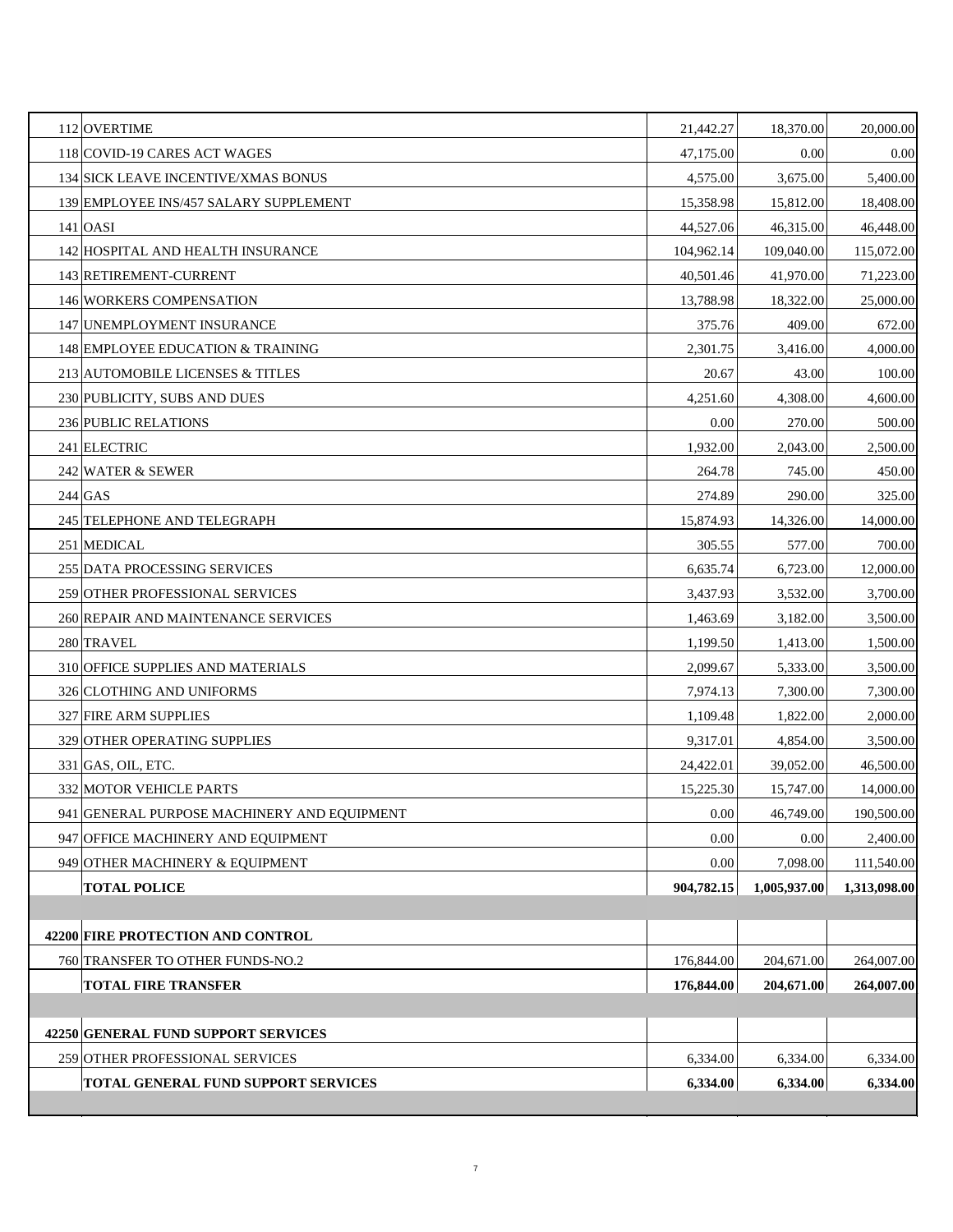| | | | | |
|---|---|---|---|---|
| 112 | OVERTIME | 21,442.27 | 18,370.00 | 20,000.00 |
| 118 | COVID-19 CARES ACT WAGES | 47,175.00 | 0.00 | 0.00 |
| 134 | SICK LEAVE INCENTIVE/XMAS BONUS | 4,575.00 | 3,675.00 | 5,400.00 |
| 139 | EMPLOYEE INS/457 SALARY SUPPLEMENT | 15,358.98 | 15,812.00 | 18,408.00 |
| 141 | OASI | 44,527.06 | 46,315.00 | 46,448.00 |
| 142 | HOSPITAL AND HEALTH INSURANCE | 104,962.14 | 109,040.00 | 115,072.00 |
| 143 | RETIREMENT-CURRENT | 40,501.46 | 41,970.00 | 71,223.00 |
| 146 | WORKERS COMPENSATION | 13,788.98 | 18,322.00 | 25,000.00 |
| 147 | UNEMPLOYMENT INSURANCE | 375.76 | 409.00 | 672.00 |
| 148 | EMPLOYEE EDUCATION & TRAINING | 2,301.75 | 3,416.00 | 4,000.00 |
| 213 | AUTOMOBILE LICENSES & TITLES | 20.67 | 43.00 | 100.00 |
| 230 | PUBLICITY, SUBS AND DUES | 4,251.60 | 4,308.00 | 4,600.00 |
| 236 | PUBLIC RELATIONS | 0.00 | 270.00 | 500.00 |
| 241 | ELECTRIC | 1,932.00 | 2,043.00 | 2,500.00 |
| 242 | WATER & SEWER | 264.78 | 745.00 | 450.00 |
| 244 | GAS | 274.89 | 290.00 | 325.00 |
| 245 | TELEPHONE AND TELEGRAPH | 15,874.93 | 14,326.00 | 14,000.00 |
| 251 | MEDICAL | 305.55 | 577.00 | 700.00 |
| 255 | DATA PROCESSING SERVICES | 6,635.74 | 6,723.00 | 12,000.00 |
| 259 | OTHER PROFESSIONAL SERVICES | 3,437.93 | 3,532.00 | 3,700.00 |
| 260 | REPAIR AND MAINTENANCE SERVICES | 1,463.69 | 3,182.00 | 3,500.00 |
| 280 | TRAVEL | 1,199.50 | 1,413.00 | 1,500.00 |
| 310 | OFFICE SUPPLIES AND MATERIALS | 2,099.67 | 5,333.00 | 3,500.00 |
| 326 | CLOTHING AND UNIFORMS | 7,974.13 | 7,300.00 | 7,300.00 |
| 327 | FIRE ARM SUPPLIES | 1,109.48 | 1,822.00 | 2,000.00 |
| 329 | OTHER OPERATING SUPPLIES | 9,317.01 | 4,854.00 | 3,500.00 |
| 331 | GAS, OIL, ETC. | 24,422.01 | 39,052.00 | 46,500.00 |
| 332 | MOTOR VEHICLE PARTS | 15,225.30 | 15,747.00 | 14,000.00 |
| 941 | GENERAL PURPOSE MACHINERY AND EQUIPMENT | 0.00 | 46,749.00 | 190,500.00 |
| 947 | OFFICE MACHINERY AND EQUIPMENT | 0.00 | 0.00 | 2,400.00 |
| 949 | OTHER MACHINERY & EQUIPMENT | 0.00 | 7,098.00 | 111,540.00 |
| | **TOTAL POLICE** | **904,782.15** | **1,005,937.00** | **1,313,098.00** |
| | | | | |
| **42200** | **FIRE PROTECTION AND CONTROL** | | | |
| 760 | TRANSFER TO OTHER FUNDS-NO.2 | 176,844.00 | 204,671.00 | 264,007.00 |
| | **TOTAL FIRE TRANSFER** | **176,844.00** | **204,671.00** | **264,007.00** |
| | | | | |
| **42250** | **GENERAL FUND SUPPORT SERVICES** | | | |
| 259 | OTHER PROFESSIONAL SERVICES | 6,334.00 | 6,334.00 | 6,334.00 |
| | **TOTAL GENERAL FUND SUPPORT SERVICES** | **6,334.00** | **6,334.00** | **6,334.00** |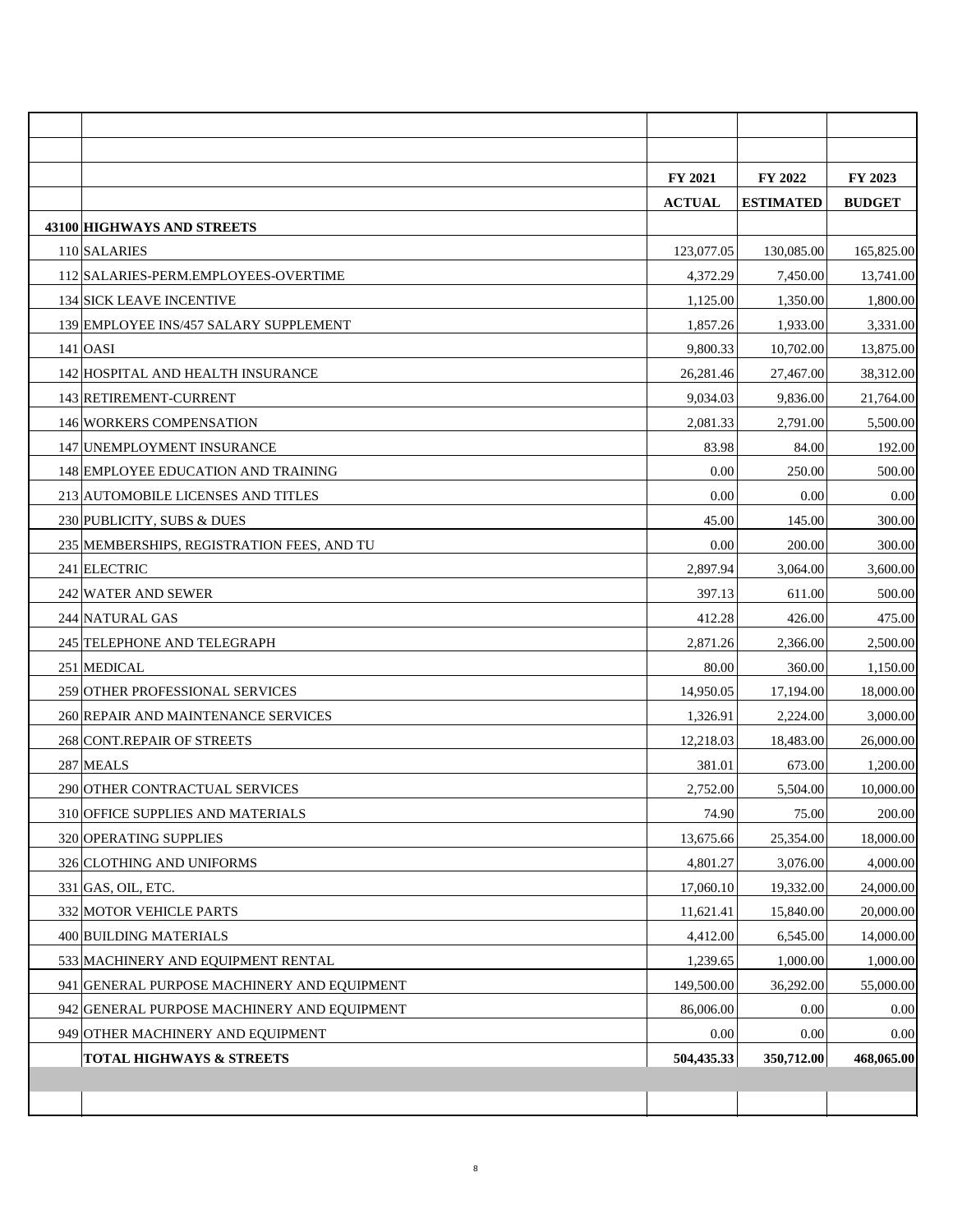| | | FY 2021 | FY 2022 | FY 2023 |
|---|---|---|---|---|
| | | ACTUAL | ESTIMATED | BUDGET |
| 43100 | HIGHWAYS AND STREETS | | | |
| 110 | SALARIES | 123,077.05 | 130,085.00 | 165,825.00 |
| 112 | SALARIES-PERM.EMPLOYEES-OVERTIME | 4,372.29 | 7,450.00 | 13,741.00 |
| 134 | SICK LEAVE INCENTIVE | 1,125.00 | 1,350.00 | 1,800.00 |
| 139 | EMPLOYEE INS/457 SALARY SUPPLEMENT | 1,857.26 | 1,933.00 | 3,331.00 |
| 141 | OASI | 9,800.33 | 10,702.00 | 13,875.00 |
| 142 | HOSPITAL AND HEALTH INSURANCE | 26,281.46 | 27,467.00 | 38,312.00 |
| 143 | RETIREMENT-CURRENT | 9,034.03 | 9,836.00 | 21,764.00 |
| 146 | WORKERS COMPENSATION | 2,081.33 | 2,791.00 | 5,500.00 |
| 147 | UNEMPLOYMENT INSURANCE | 83.98 | 84.00 | 192.00 |
| 148 | EMPLOYEE EDUCATION AND TRAINING | 0.00 | 250.00 | 500.00 |
| 213 | AUTOMOBILE LICENSES AND TITLES | 0.00 | 0.00 | 0.00 |
| 230 | PUBLICITY, SUBS & DUES | 45.00 | 145.00 | 300.00 |
| 235 | MEMBERSHIPS, REGISTRATION FEES, AND TU | 0.00 | 200.00 | 300.00 |
| 241 | ELECTRIC | 2,897.94 | 3,064.00 | 3,600.00 |
| 242 | WATER AND SEWER | 397.13 | 611.00 | 500.00 |
| 244 | NATURAL GAS | 412.28 | 426.00 | 475.00 |
| 245 | TELEPHONE AND TELEGRAPH | 2,871.26 | 2,366.00 | 2,500.00 |
| 251 | MEDICAL | 80.00 | 360.00 | 1,150.00 |
| 259 | OTHER PROFESSIONAL SERVICES | 14,950.05 | 17,194.00 | 18,000.00 |
| 260 | REPAIR AND MAINTENANCE SERVICES | 1,326.91 | 2,224.00 | 3,000.00 |
| 268 | CONT.REPAIR OF STREETS | 12,218.03 | 18,483.00 | 26,000.00 |
| 287 | MEALS | 381.01 | 673.00 | 1,200.00 |
| 290 | OTHER CONTRACTUAL SERVICES | 2,752.00 | 5,504.00 | 10,000.00 |
| 310 | OFFICE SUPPLIES AND MATERIALS | 74.90 | 75.00 | 200.00 |
| 320 | OPERATING SUPPLIES | 13,675.66 | 25,354.00 | 18,000.00 |
| 326 | CLOTHING AND UNIFORMS | 4,801.27 | 3,076.00 | 4,000.00 |
| 331 | GAS, OIL, ETC. | 17,060.10 | 19,332.00 | 24,000.00 |
| 332 | MOTOR VEHICLE PARTS | 11,621.41 | 15,840.00 | 20,000.00 |
| 400 | BUILDING MATERIALS | 4,412.00 | 6,545.00 | 14,000.00 |
| 533 | MACHINERY AND EQUIPMENT RENTAL | 1,239.65 | 1,000.00 | 1,000.00 |
| 941 | GENERAL PURPOSE MACHINERY AND EQUIPMENT | 149,500.00 | 36,292.00 | 55,000.00 |
| 942 | GENERAL PURPOSE MACHINERY AND EQUIPMENT | 86,006.00 | 0.00 | 0.00 |
| 949 | OTHER MACHINERY AND EQUIPMENT | 0.00 | 0.00 | 0.00 |
| | **TOTAL HIGHWAYS & STREETS** | **504,435.33** | **350,712.00** | **468,065.00** |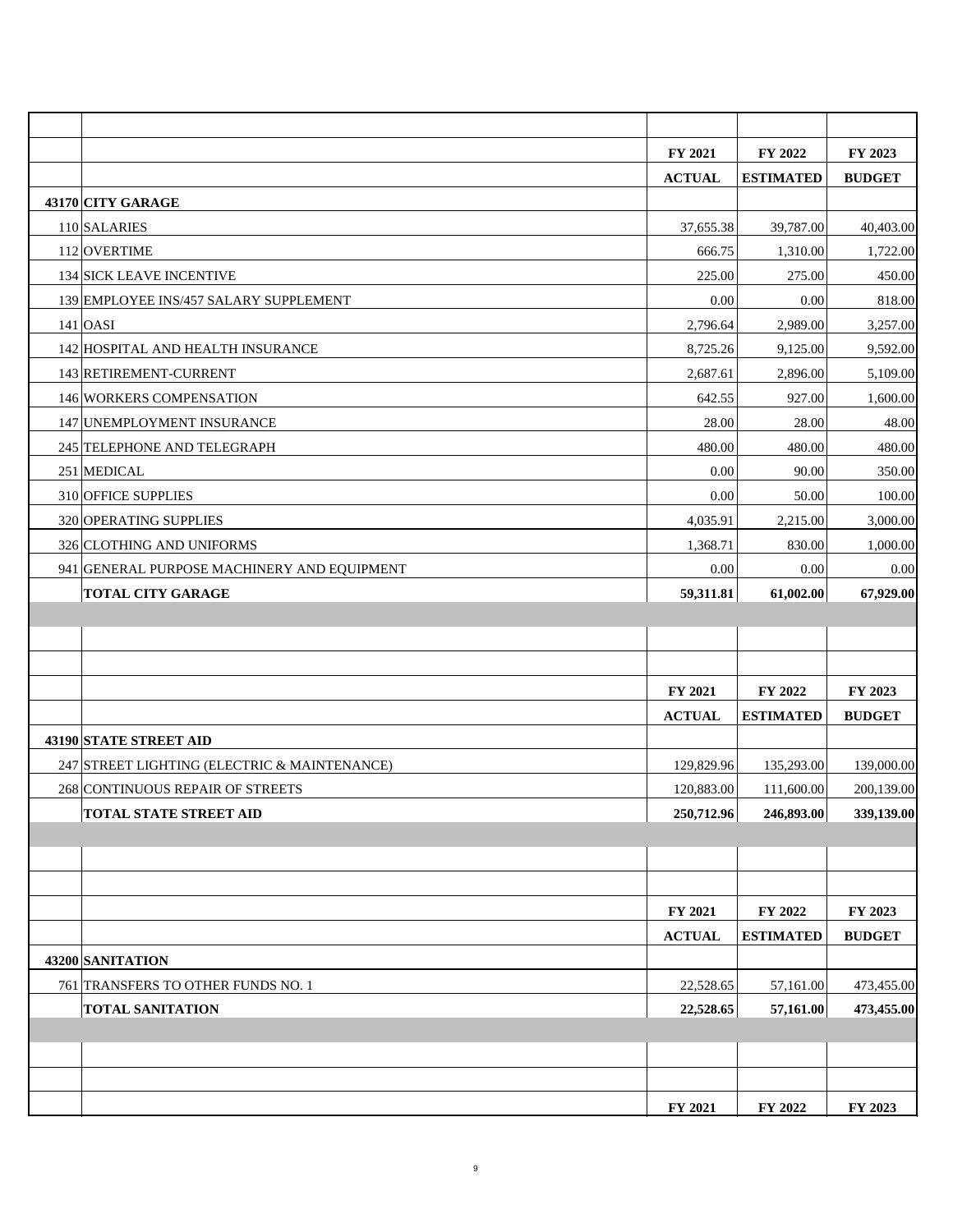| | | FY 2021 | FY 2022 | FY 2023 |
|---|---|---|---|---|
| | | **ACTUAL** | **ESTIMATED** | **BUDGET** |
| **43170** | **CITY GARAGE** | | | |
| 110 | SALARIES | 37,655.38 | 39,787.00 | 40,403.00 |
| 112 | OVERTIME | 666.75 | 1,310.00 | 1,722.00 |
| 134 | SICK LEAVE INCENTIVE | 225.00 | 275.00 | 450.00 |
| 139 | EMPLOYEE INS/457 SALARY SUPPLEMENT | 0.00 | 0.00 | 818.00 |
| 141 | OASI | 2,796.64 | 2,989.00 | 3,257.00 |
| 142 | HOSPITAL AND HEALTH INSURANCE | 8,725.26 | 9,125.00 | 9,592.00 |
| 143 | RETIREMENT-CURRENT | 2,687.61 | 2,896.00 | 5,109.00 |
| 146 | WORKERS COMPENSATION | 642.55 | 927.00 | 1,600.00 |
| 147 | UNEMPLOYMENT INSURANCE | 28.00 | 28.00 | 48.00 |
| 245 | TELEPHONE AND TELEGRAPH | 480.00 | 480.00 | 480.00 |
| 251 | MEDICAL | 0.00 | 90.00 | 350.00 |
| 310 | OFFICE SUPPLIES | 0.00 | 50.00 | 100.00 |
| 320 | OPERATING SUPPLIES | 4,035.91 | 2,215.00 | 3,000.00 |
| 326 | CLOTHING AND UNIFORMS | 1,368.71 | 830.00 | 1,000.00 |
| 941 | GENERAL PURPOSE MACHINERY AND EQUIPMENT | 0.00 | 0.00 | 0.00 |
| | **TOTAL CITY GARAGE** | **59,311.81** | **61,002.00** | **67,929.00** |

| | | FY 2021 | FY 2022 | FY 2023 |
|---|---|---|---|---|
| | | **ACTUAL** | **ESTIMATED** | **BUDGET** |
| **43190** | **STATE STREET AID** | | | |
| 247 | STREET LIGHTING (ELECTRIC & MAINTENANCE) | 129,829.96 | 135,293.00 | 139,000.00 |
| 268 | CONTINUOUS REPAIR OF STREETS | 120,883.00 | 111,600.00 | 200,139.00 |
| | **TOTAL STATE STREET AID** | **250,712.96** | **246,893.00** | **339,139.00** |

| | | FY 2021 | FY 2022 | FY 2023 |
|---|---|---|---|---|
| | | **ACTUAL** | **ESTIMATED** | **BUDGET** |
| **43200** | **SANITATION** | | | |
| 761 | TRANSFERS TO OTHER FUNDS NO. 1 | 22,528.65 | 57,161.00 | 473,455.00 |
| | **TOTAL SANITATION** | **22,528.65** | **57,161.00** | **473,455.00** |

| | | FY 2021 | FY 2022 | FY 2023 |
|---|---|---|---|---|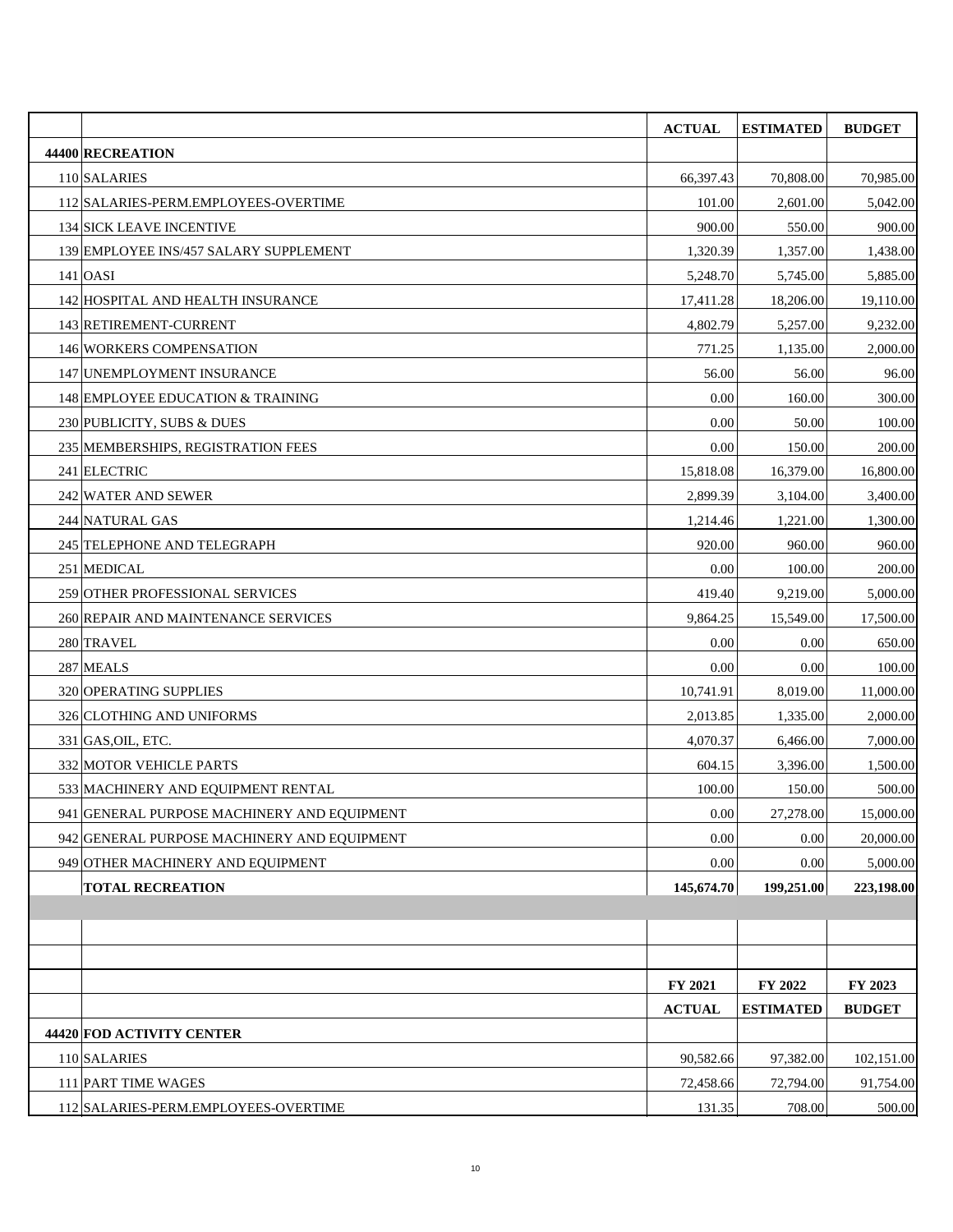| | | ACTUAL | ESTIMATED | BUDGET |
|---|---|---|---|---|
| **44400** | **RECREATION** | | | |
| 110 | SALARIES | 66,397.43 | 70,808.00 | 70,985.00 |
| 112 | SALARIES-PERM.EMPLOYEES-OVERTIME | 101.00 | 2,601.00 | 5,042.00 |
| 134 | SICK LEAVE INCENTIVE | 900.00 | 550.00 | 900.00 |
| 139 | EMPLOYEE INS/457 SALARY SUPPLEMENT | 1,320.39 | 1,357.00 | 1,438.00 |
| 141 | OASI | 5,248.70 | 5,745.00 | 5,885.00 |
| 142 | HOSPITAL AND HEALTH INSURANCE | 17,411.28 | 18,206.00 | 19,110.00 |
| 143 | RETIREMENT-CURRENT | 4,802.79 | 5,257.00 | 9,232.00 |
| 146 | WORKERS COMPENSATION | 771.25 | 1,135.00 | 2,000.00 |
| 147 | UNEMPLOYMENT INSURANCE | 56.00 | 56.00 | 96.00 |
| 148 | EMPLOYEE EDUCATION & TRAINING | 0.00 | 160.00 | 300.00 |
| 230 | PUBLICITY, SUBS & DUES | 0.00 | 50.00 | 100.00 |
| 235 | MEMBERSHIPS, REGISTRATION FEES | 0.00 | 150.00 | 200.00 |
| 241 | ELECTRIC | 15,818.08 | 16,379.00 | 16,800.00 |
| 242 | WATER AND SEWER | 2,899.39 | 3,104.00 | 3,400.00 |
| 244 | NATURAL GAS | 1,214.46 | 1,221.00 | 1,300.00 |
| 245 | TELEPHONE AND TELEGRAPH | 920.00 | 960.00 | 960.00 |
| 251 | MEDICAL | 0.00 | 100.00 | 200.00 |
| 259 | OTHER PROFESSIONAL SERVICES | 419.40 | 9,219.00 | 5,000.00 |
| 260 | REPAIR AND MAINTENANCE SERVICES | 9,864.25 | 15,549.00 | 17,500.00 |
| 280 | TRAVEL | 0.00 | 0.00 | 650.00 |
| 287 | MEALS | 0.00 | 0.00 | 100.00 |
| 320 | OPERATING SUPPLIES | 10,741.91 | 8,019.00 | 11,000.00 |
| 326 | CLOTHING AND UNIFORMS | 2,013.85 | 1,335.00 | 2,000.00 |
| 331 | GAS,OIL, ETC. | 4,070.37 | 6,466.00 | 7,000.00 |
| 332 | MOTOR VEHICLE PARTS | 604.15 | 3,396.00 | 1,500.00 |
| 533 | MACHINERY AND EQUIPMENT RENTAL | 100.00 | 150.00 | 500.00 |
| 941 | GENERAL PURPOSE MACHINERY AND EQUIPMENT | 0.00 | 27,278.00 | 15,000.00 |
| 942 | GENERAL PURPOSE MACHINERY AND EQUIPMENT | 0.00 | 0.00 | 20,000.00 |
| 949 | OTHER MACHINERY AND EQUIPMENT | 0.00 | 0.00 | 5,000.00 |
| | **TOTAL RECREATION** | **145,674.70** | **199,251.00** | **223,198.00** |

| | | FY 2021 | FY 2022 | FY 2023 |
|---|---|---|---|---|
| | | ACTUAL | ESTIMATED | BUDGET |
| **44420** | **FOD ACTIVITY CENTER** | | | |
| 110 | SALARIES | 90,582.66 | 97,382.00 | 102,151.00 |
| 111 | PART TIME WAGES | 72,458.66 | 72,794.00 | 91,754.00 |
| 112 | SALARIES-PERM.EMPLOYEES-OVERTIME | 131.35 | 708.00 | 500.00 |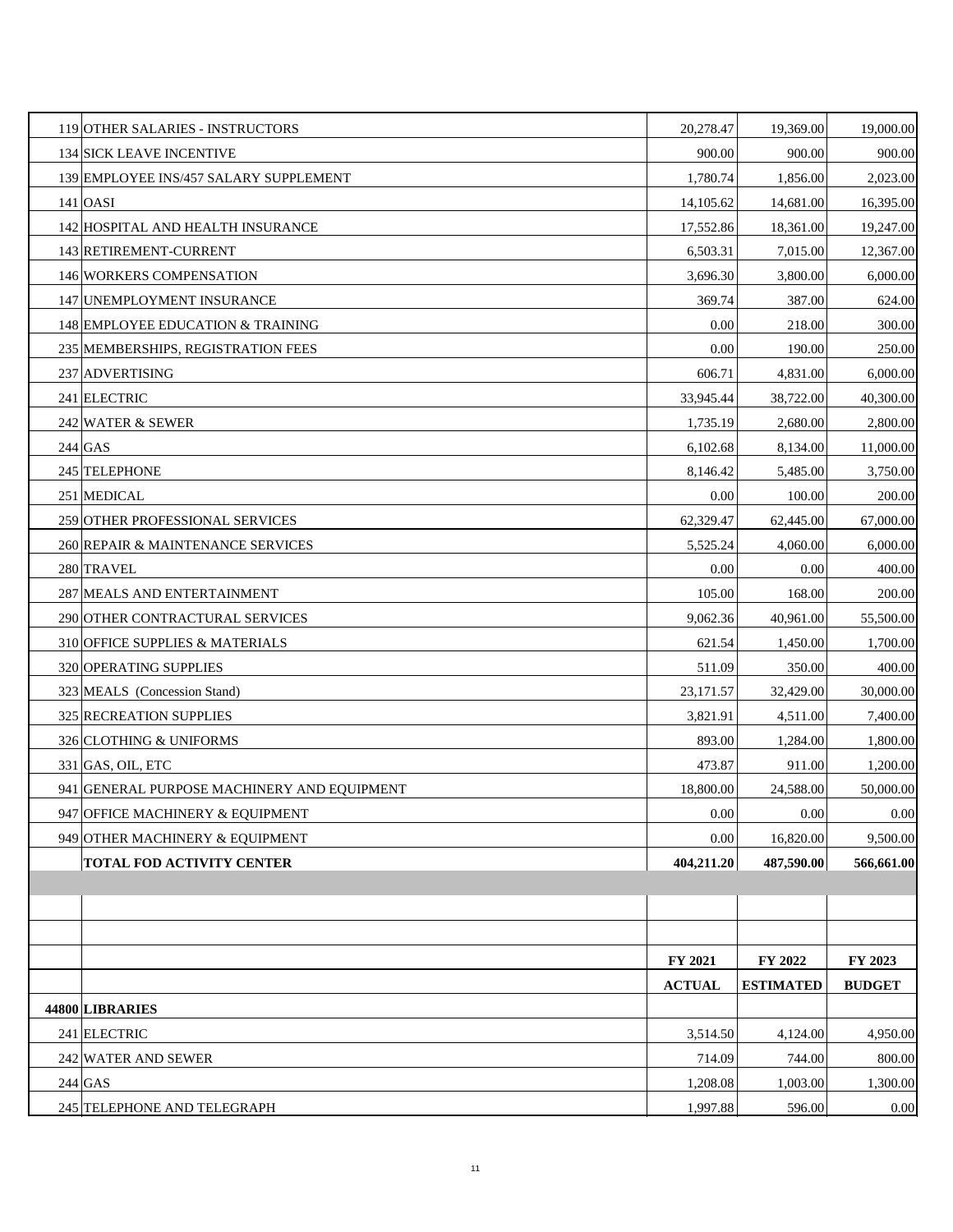| | | | | |
|---|---|---|---|---|
| 119 | OTHER SALARIES - INSTRUCTORS | 20,278.47 | 19,369.00 | 19,000.00 |
| 134 | SICK LEAVE INCENTIVE | 900.00 | 900.00 | 900.00 |
| 139 | EMPLOYEE INS/457 SALARY SUPPLEMENT | 1,780.74 | 1,856.00 | 2,023.00 |
| 141 | OASI | 14,105.62 | 14,681.00 | 16,395.00 |
| 142 | HOSPITAL AND HEALTH INSURANCE | 17,552.86 | 18,361.00 | 19,247.00 |
| 143 | RETIREMENT-CURRENT | 6,503.31 | 7,015.00 | 12,367.00 |
| 146 | WORKERS COMPENSATION | 3,696.30 | 3,800.00 | 6,000.00 |
| 147 | UNEMPLOYMENT INSURANCE | 369.74 | 387.00 | 624.00 |
| 148 | EMPLOYEE EDUCATION & TRAINING | 0.00 | 218.00 | 300.00 |
| 235 | MEMBERSHIPS, REGISTRATION FEES | 0.00 | 190.00 | 250.00 |
| 237 | ADVERTISING | 606.71 | 4,831.00 | 6,000.00 |
| 241 | ELECTRIC | 33,945.44 | 38,722.00 | 40,300.00 |
| 242 | WATER & SEWER | 1,735.19 | 2,680.00 | 2,800.00 |
| 244 | GAS | 6,102.68 | 8,134.00 | 11,000.00 |
| 245 | TELEPHONE | 8,146.42 | 5,485.00 | 3,750.00 |
| 251 | MEDICAL | 0.00 | 100.00 | 200.00 |
| 259 | OTHER PROFESSIONAL SERVICES | 62,329.47 | 62,445.00 | 67,000.00 |
| 260 | REPAIR & MAINTENANCE SERVICES | 5,525.24 | 4,060.00 | 6,000.00 |
| 280 | TRAVEL | 0.00 | 0.00 | 400.00 |
| 287 | MEALS AND ENTERTAINMENT | 105.00 | 168.00 | 200.00 |
| 290 | OTHER CONTRACTURAL SERVICES | 9,062.36 | 40,961.00 | 55,500.00 |
| 310 | OFFICE SUPPLIES & MATERIALS | 621.54 | 1,450.00 | 1,700.00 |
| 320 | OPERATING SUPPLIES | 511.09 | 350.00 | 400.00 |
| 323 | MEALS (Concession Stand) | 23,171.57 | 32,429.00 | 30,000.00 |
| 325 | RECREATION SUPPLIES | 3,821.91 | 4,511.00 | 7,400.00 |
| 326 | CLOTHING & UNIFORMS | 893.00 | 1,284.00 | 1,800.00 |
| 331 | GAS, OIL, ETC | 473.87 | 911.00 | 1,200.00 |
| 941 | GENERAL PURPOSE MACHINERY AND EQUIPMENT | 18,800.00 | 24,588.00 | 50,000.00 |
| 947 | OFFICE MACHINERY & EQUIPMENT | 0.00 | 0.00 | 0.00 |
| 949 | OTHER MACHINERY & EQUIPMENT | 0.00 | 16,820.00 | 9,500.00 |
| | **TOTAL FOD ACTIVITY CENTER** | **404,211.20** | **487,590.00** | **566,661.00** |

| | | FY 2021 | FY 2022 | FY 2023 |
|---|---|---|---|---|
| | | **ACTUAL** | **ESTIMATED** | **BUDGET** |
| **44800** | **LIBRARIES** | | | |
| 241 | ELECTRIC | 3,514.50 | 4,124.00 | 4,950.00 |
| 242 | WATER AND SEWER | 714.09 | 744.00 | 800.00 |
| 244 | GAS | 1,208.08 | 1,003.00 | 1,300.00 |
| 245 | TELEPHONE AND TELEGRAPH | 1,997.88 | 596.00 | 0.00 |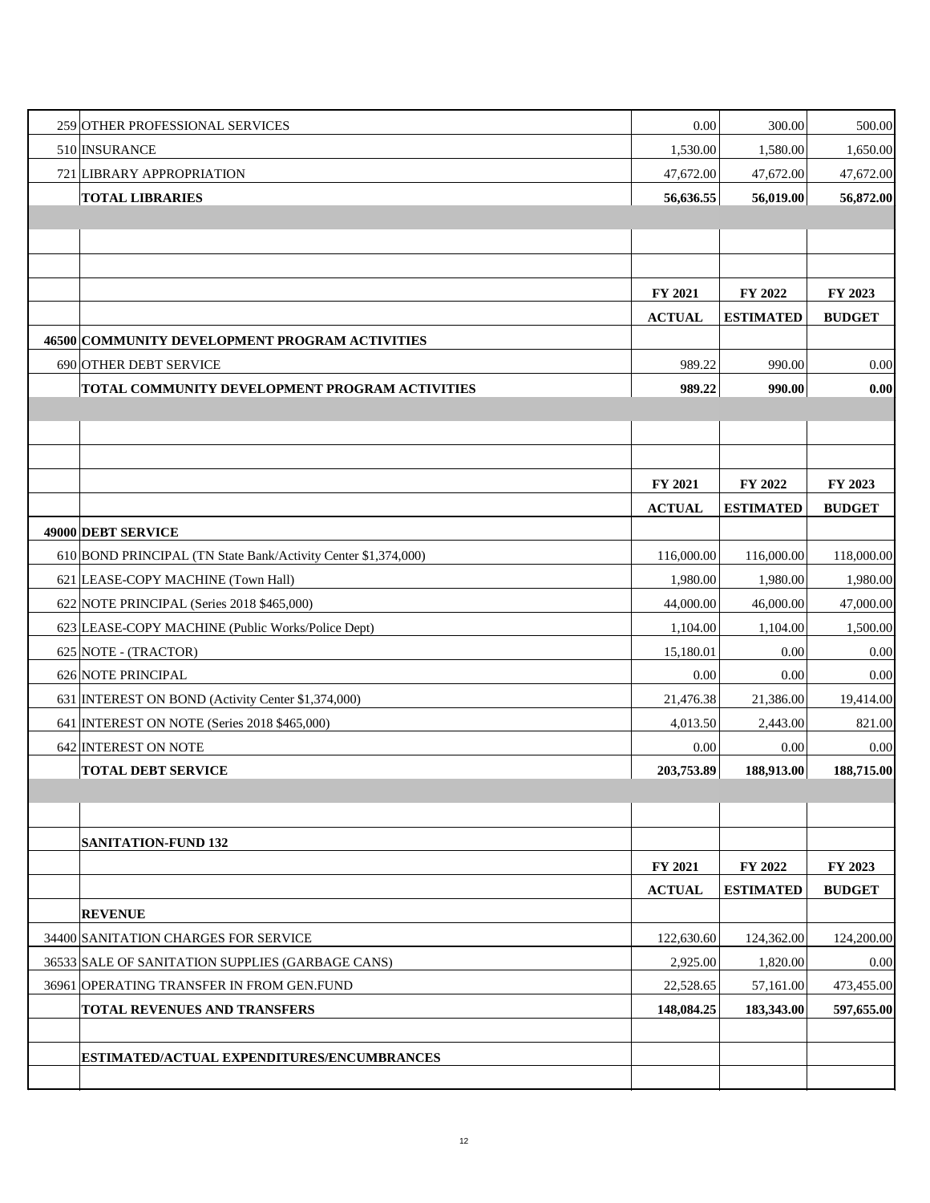| | | | | |
|---|---|---|---|---|
| 259 | OTHER PROFESSIONAL SERVICES | 0.00 | 300.00 | 500.00 |
| 510 | INSURANCE | 1,530.00 | 1,580.00 | 1,650.00 |
| 721 | LIBRARY APPROPRIATION | 47,672.00 | 47,672.00 | 47,672.00 |
| | **TOTAL LIBRARIES** | **56,636.55** | **56,019.00** | **56,872.00** |

| | | FY 2021 | FY 2022 | FY 2023 |
|---|---|---|---|---|
| | | **ACTUAL** | **ESTIMATED** | **BUDGET** |
| **46500** | **COMMUNITY DEVELOPMENT PROGRAM ACTIVITIES** | | | |
| 690 | OTHER DEBT SERVICE | 989.22 | 990.00 | 0.00 |
| | **TOTAL COMMUNITY DEVELOPMENT PROGRAM ACTIVITIES** | **989.22** | **990.00** | **0.00** |

| | | FY 2021 | FY 2022 | FY 2023 |
|---|---|---|---|---|
| | | **ACTUAL** | **ESTIMATED** | **BUDGET** |
| **49000** | **DEBT SERVICE** | | | |
| 610 | BOND PRINCIPAL (TN State Bank/Activity Center $1,374,000) | 116,000.00 | 116,000.00 | 118,000.00 |
| 621 | LEASE-COPY MACHINE (Town Hall) | 1,980.00 | 1,980.00 | 1,980.00 |
| 622 | NOTE PRINCIPAL (Series 2018 $465,000) | 44,000.00 | 46,000.00 | 47,000.00 |
| 623 | LEASE-COPY MACHINE (Public Works/Police Dept) | 1,104.00 | 1,104.00 | 1,500.00 |
| 625 | NOTE - (TRACTOR) | 15,180.01 | 0.00 | 0.00 |
| 626 | NOTE PRINCIPAL | 0.00 | 0.00 | 0.00 |
| 631 | INTEREST ON BOND (Activity Center $1,374,000) | 21,476.38 | 21,386.00 | 19,414.00 |
| 641 | INTEREST ON NOTE (Series 2018 $465,000) | 4,013.50 | 2,443.00 | 821.00 |
| 642 | INTEREST ON NOTE | 0.00 | 0.00 | 0.00 |
| | **TOTAL DEBT SERVICE** | **203,753.89** | **188,913.00** | **188,715.00** |

| | | | | |
|---|---|---|---|---|
| | **SANITATION-FUND 132** | | | |
| | | **FY 2021** | **FY 2022** | **FY 2023** |
| | | **ACTUAL** | **ESTIMATED** | **BUDGET** |
| | **REVENUE** | | | |
| 34400 | SANITATION CHARGES FOR SERVICE | 122,630.60 | 124,362.00 | 124,200.00 |
| 36533 | SALE OF SANITATION SUPPLIES (GARBAGE CANS) | 2,925.00 | 1,820.00 | 0.00 |
| 36961 | OPERATING TRANSFER IN FROM GEN.FUND | 22,528.65 | 57,161.00 | 473,455.00 |
| | **TOTAL REVENUES AND TRANSFERS** | **148,084.25** | **183,343.00** | **597,655.00** |
| | | | | |
| | **ESTIMATED/ACTUAL EXPENDITURES/ENCUMBRANCES** | | | |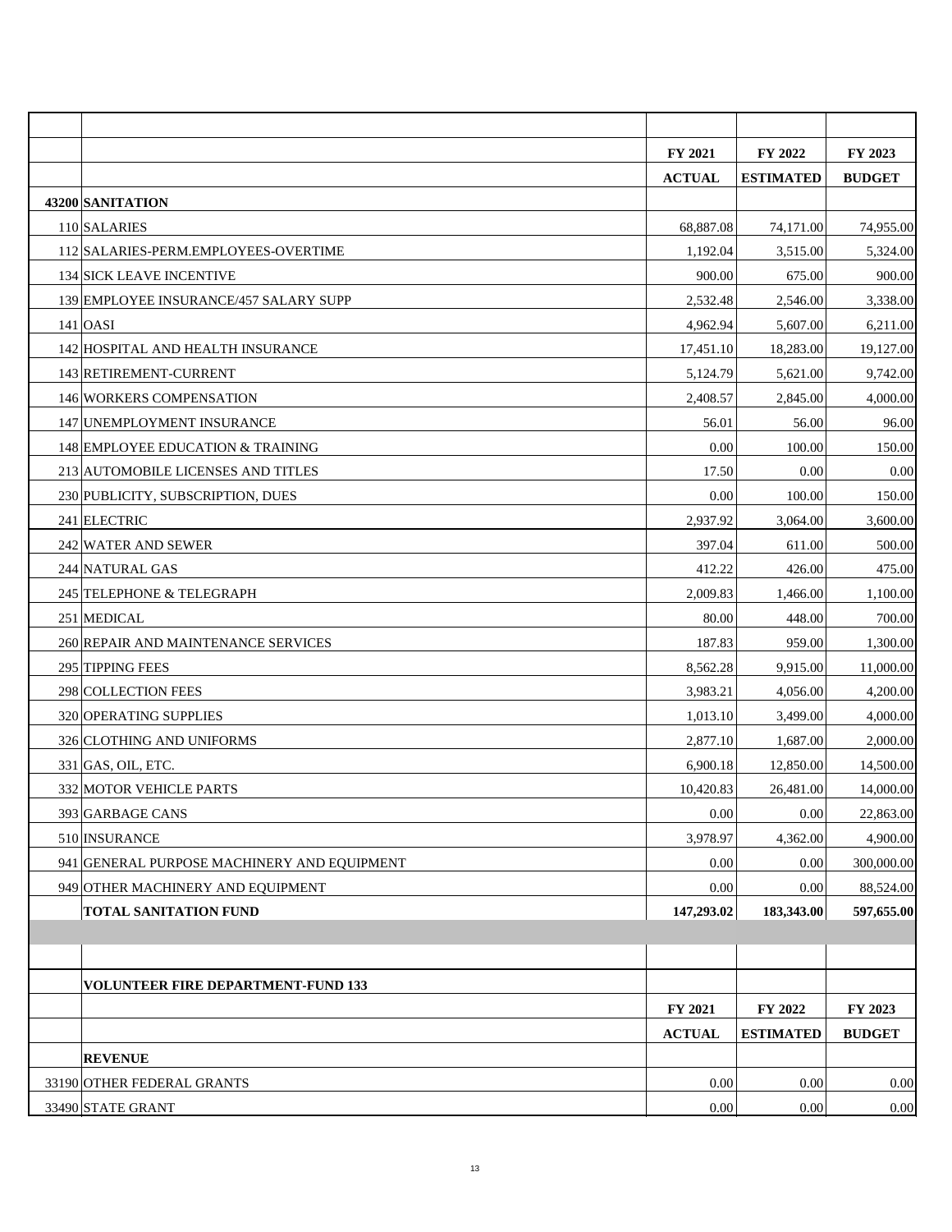| | | FY 2021 | FY 2022 | FY 2023 |
|---|---|---|---|---|
| | | **ACTUAL** | **ESTIMATED** | **BUDGET** |
| **43200** | **SANITATION** | | | |
| 110 | SALARIES | 68,887.08 | 74,171.00 | 74,955.00 |
| 112 | SALARIES-PERM.EMPLOYEES-OVERTIME | 1,192.04 | 3,515.00 | 5,324.00 |
| 134 | SICK LEAVE INCENTIVE | 900.00 | 675.00 | 900.00 |
| 139 | EMPLOYEE INSURANCE/457 SALARY SUPP | 2,532.48 | 2,546.00 | 3,338.00 |
| 141 | OASI | 4,962.94 | 5,607.00 | 6,211.00 |
| 142 | HOSPITAL AND HEALTH INSURANCE | 17,451.10 | 18,283.00 | 19,127.00 |
| 143 | RETIREMENT-CURRENT | 5,124.79 | 5,621.00 | 9,742.00 |
| 146 | WORKERS COMPENSATION | 2,408.57 | 2,845.00 | 4,000.00 |
| 147 | UNEMPLOYMENT INSURANCE | 56.01 | 56.00 | 96.00 |
| 148 | EMPLOYEE EDUCATION & TRAINING | 0.00 | 100.00 | 150.00 |
| 213 | AUTOMOBILE LICENSES AND TITLES | 17.50 | 0.00 | 0.00 |
| 230 | PUBLICITY, SUBSCRIPTION, DUES | 0.00 | 100.00 | 150.00 |
| 241 | ELECTRIC | 2,937.92 | 3,064.00 | 3,600.00 |
| 242 | WATER AND SEWER | 397.04 | 611.00 | 500.00 |
| 244 | NATURAL GAS | 412.22 | 426.00 | 475.00 |
| 245 | TELEPHONE & TELEGRAPH | 2,009.83 | 1,466.00 | 1,100.00 |
| 251 | MEDICAL | 80.00 | 448.00 | 700.00 |
| 260 | REPAIR AND MAINTENANCE SERVICES | 187.83 | 959.00 | 1,300.00 |
| 295 | TIPPING FEES | 8,562.28 | 9,915.00 | 11,000.00 |
| 298 | COLLECTION FEES | 3,983.21 | 4,056.00 | 4,200.00 |
| 320 | OPERATING SUPPLIES | 1,013.10 | 3,499.00 | 4,000.00 |
| 326 | CLOTHING AND UNIFORMS | 2,877.10 | 1,687.00 | 2,000.00 |
| 331 | GAS, OIL, ETC. | 6,900.18 | 12,850.00 | 14,500.00 |
| 332 | MOTOR VEHICLE PARTS | 10,420.83 | 26,481.00 | 14,000.00 |
| 393 | GARBAGE CANS | 0.00 | 0.00 | 22,863.00 |
| 510 | INSURANCE | 3,978.97 | 4,362.00 | 4,900.00 |
| 941 | GENERAL PURPOSE MACHINERY AND EQUIPMENT | 0.00 | 0.00 | 300,000.00 |
| 949 | OTHER MACHINERY AND EQUIPMENT | 0.00 | 0.00 | 88,524.00 |
| | **TOTAL SANITATION FUND** | **147,293.02** | **183,343.00** | **597,655.00** |

| | **VOLUNTEER FIRE DEPARTMENT-FUND 133** | | | |
|---|---|---|---|---|
| | | **FY 2021** | **FY 2022** | **FY 2023** |
| | | **ACTUAL** | **ESTIMATED** | **BUDGET** |
| | **REVENUE** | | | |
| 33190 | OTHER FEDERAL GRANTS | 0.00 | 0.00 | 0.00 |
| 33490 | STATE GRANT | 0.00 | 0.00 | 0.00 |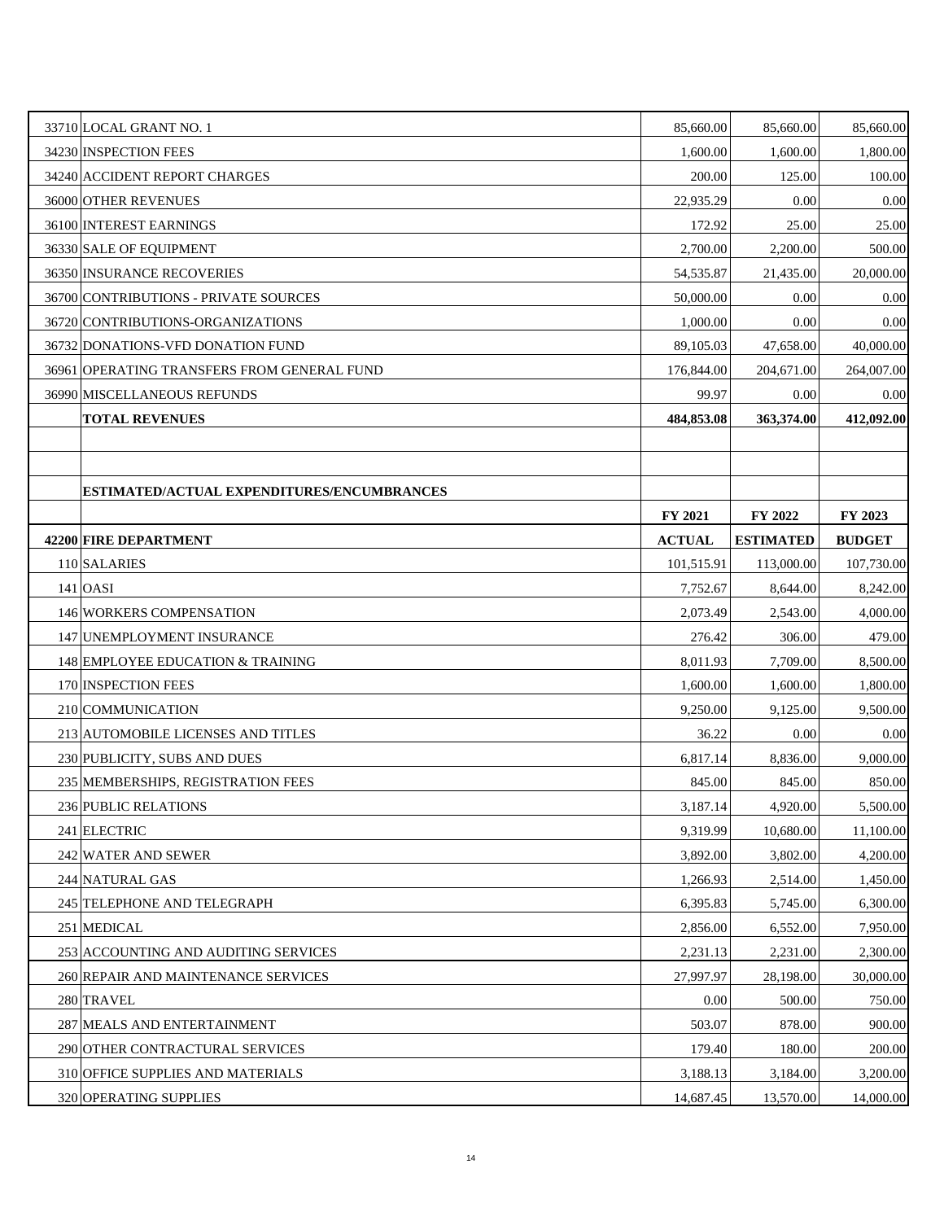| | | | | |
|---|---|---|---|---|
| 33710 | LOCAL GRANT NO. 1 | 85,660.00 | 85,660.00 | 85,660.00 |
| 34230 | INSPECTION FEES | 1,600.00 | 1,600.00 | 1,800.00 |
| 34240 | ACCIDENT REPORT CHARGES | 200.00 | 125.00 | 100.00 |
| 36000 | OTHER REVENUES | 22,935.29 | 0.00 | 0.00 |
| 36100 | INTEREST EARNINGS | 172.92 | 25.00 | 25.00 |
| 36330 | SALE OF EQUIPMENT | 2,700.00 | 2,200.00 | 500.00 |
| 36350 | INSURANCE RECOVERIES | 54,535.87 | 21,435.00 | 20,000.00 |
| 36700 | CONTRIBUTIONS - PRIVATE SOURCES | 50,000.00 | 0.00 | 0.00 |
| 36720 | CONTRIBUTIONS-ORGANIZATIONS | 1,000.00 | 0.00 | 0.00 |
| 36732 | DONATIONS-VFD DONATION FUND | 89,105.03 | 47,658.00 | 40,000.00 |
| 36961 | OPERATING TRANSFERS FROM GENERAL FUND | 176,844.00 | 204,671.00 | 264,007.00 |
| 36990 | MISCELLANEOUS REFUNDS | 99.97 | 0.00 | 0.00 |
| | **TOTAL REVENUES** | **484,853.08** | **363,374.00** | **412,092.00** |
| | | | | |
| | | | | |
| | **ESTIMATED/ACTUAL EXPENDITURES/ENCUMBRANCES** | | | |
| | | **FY 2021** | **FY 2022** | **FY 2023** |
| **42200** | **FIRE DEPARTMENT** | **ACTUAL** | **ESTIMATED** | **BUDGET** |
| 110 | SALARIES | 101,515.91 | 113,000.00 | 107,730.00 |
| 141 | OASI | 7,752.67 | 8,644.00 | 8,242.00 |
| 146 | WORKERS COMPENSATION | 2,073.49 | 2,543.00 | 4,000.00 |
| 147 | UNEMPLOYMENT INSURANCE | 276.42 | 306.00 | 479.00 |
| 148 | EMPLOYEE EDUCATION & TRAINING | 8,011.93 | 7,709.00 | 8,500.00 |
| 170 | INSPECTION FEES | 1,600.00 | 1,600.00 | 1,800.00 |
| 210 | COMMUNICATION | 9,250.00 | 9,125.00 | 9,500.00 |
| 213 | AUTOMOBILE LICENSES AND TITLES | 36.22 | 0.00 | 0.00 |
| 230 | PUBLICITY, SUBS AND DUES | 6,817.14 | 8,836.00 | 9,000.00 |
| 235 | MEMBERSHIPS, REGISTRATION FEES | 845.00 | 845.00 | 850.00 |
| 236 | PUBLIC RELATIONS | 3,187.14 | 4,920.00 | 5,500.00 |
| 241 | ELECTRIC | 9,319.99 | 10,680.00 | 11,100.00 |
| 242 | WATER AND SEWER | 3,892.00 | 3,802.00 | 4,200.00 |
| 244 | NATURAL GAS | 1,266.93 | 2,514.00 | 1,450.00 |
| 245 | TELEPHONE AND TELEGRAPH | 6,395.83 | 5,745.00 | 6,300.00 |
| 251 | MEDICAL | 2,856.00 | 6,552.00 | 7,950.00 |
| 253 | ACCOUNTING AND AUDITING SERVICES | 2,231.13 | 2,231.00 | 2,300.00 |
| 260 | REPAIR AND MAINTENANCE SERVICES | 27,997.97 | 28,198.00 | 30,000.00 |
| 280 | TRAVEL | 0.00 | 500.00 | 750.00 |
| 287 | MEALS AND ENTERTAINMENT | 503.07 | 878.00 | 900.00 |
| 290 | OTHER CONTRACTURAL SERVICES | 179.40 | 180.00 | 200.00 |
| 310 | OFFICE SUPPLIES AND MATERIALS | 3,188.13 | 3,184.00 | 3,200.00 |
| 320 | OPERATING SUPPLIES | 14,687.45 | 13,570.00 | 14,000.00 |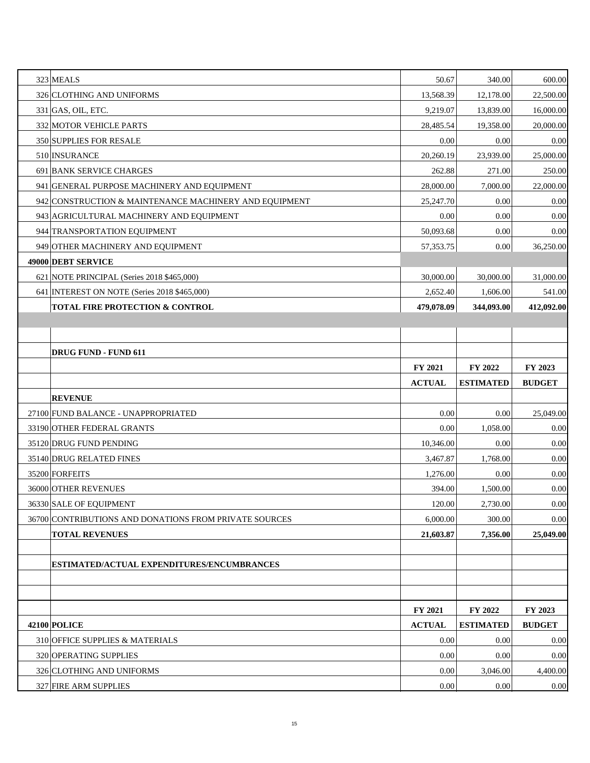| | | | | |
|---|---|---|---|---|
| 323 | MEALS | 50.67 | 340.00 | 600.00 |
| 326 | CLOTHING AND UNIFORMS | 13,568.39 | 12,178.00 | 22,500.00 |
| 331 | GAS, OIL, ETC. | 9,219.07 | 13,839.00 | 16,000.00 |
| 332 | MOTOR VEHICLE PARTS | 28,485.54 | 19,358.00 | 20,000.00 |
| 350 | SUPPLIES FOR RESALE | 0.00 | 0.00 | 0.00 |
| 510 | INSURANCE | 20,260.19 | 23,939.00 | 25,000.00 |
| 691 | BANK SERVICE CHARGES | 262.88 | 271.00 | 250.00 |
| 941 | GENERAL PURPOSE MACHINERY AND EQUIPMENT | 28,000.00 | 7,000.00 | 22,000.00 |
| 942 | CONSTRUCTION & MAINTENANCE MACHINERY AND EQUIPMENT | 25,247.70 | 0.00 | 0.00 |
| 943 | AGRICULTURAL MACHINERY AND EQUIPMENT | 0.00 | 0.00 | 0.00 |
| 944 | TRANSPORTATION EQUIPMENT | 50,093.68 | 0.00 | 0.00 |
| 949 | OTHER MACHINERY AND EQUIPMENT | 57,353.75 | 0.00 | 36,250.00 |
| **49000** | **DEBT SERVICE** | | | |
| 621 | NOTE PRINCIPAL (Series 2018 $465,000) | 30,000.00 | 30,000.00 | 31,000.00 |
| 641 | INTEREST ON NOTE (Series 2018 $465,000) | 2,652.40 | 1,606.00 | 541.00 |
| | **TOTAL FIRE PROTECTION & CONTROL** | **479,078.09** | **344,093.00** | **412,092.00** |

| | | | | |
|---|---|---|---|---|
| | **DRUG FUND - FUND 611** | | | |
| | | **FY 2021** | **FY 2022** | **FY 2023** |
| | | **ACTUAL** | **ESTIMATED** | **BUDGET** |
| | **REVENUE** | | | |
| 27100 | FUND BALANCE - UNAPPROPRIATED | 0.00 | 0.00 | 25,049.00 |
| 33190 | OTHER FEDERAL GRANTS | 0.00 | 1,058.00 | 0.00 |
| 35120 | DRUG FUND PENDING | 10,346.00 | 0.00 | 0.00 |
| 35140 | DRUG RELATED FINES | 3,467.87 | 1,768.00 | 0.00 |
| 35200 | FORFEITS | 1,276.00 | 0.00 | 0.00 |
| 36000 | OTHER REVENUES | 394.00 | 1,500.00 | 0.00 |
| 36330 | SALE OF EQUIPMENT | 120.00 | 2,730.00 | 0.00 |
| 36700 | CONTRIBUTIONS AND DONATIONS FROM PRIVATE SOURCES | 6,000.00 | 300.00 | 0.00 |
| | **TOTAL REVENUES** | **21,603.87** | **7,356.00** | **25,049.00** |
| | | | | |
| | **ESTIMATED/ACTUAL EXPENDITURES/ENCUMBRANCES** | | | |
| | | | | |
| | | **FY 2021** | **FY 2022** | **FY 2023** |
| **42100** | **POLICE** | **ACTUAL** | **ESTIMATED** | **BUDGET** |
| 310 | OFFICE SUPPLIES & MATERIALS | 0.00 | 0.00 | 0.00 |
| 320 | OPERATING SUPPLIES | 0.00 | 0.00 | 0.00 |
| 326 | CLOTHING AND UNIFORMS | 0.00 | 3,046.00 | 4,400.00 |
| 327 | FIRE ARM SUPPLIES | 0.00 | 0.00 | 0.00 |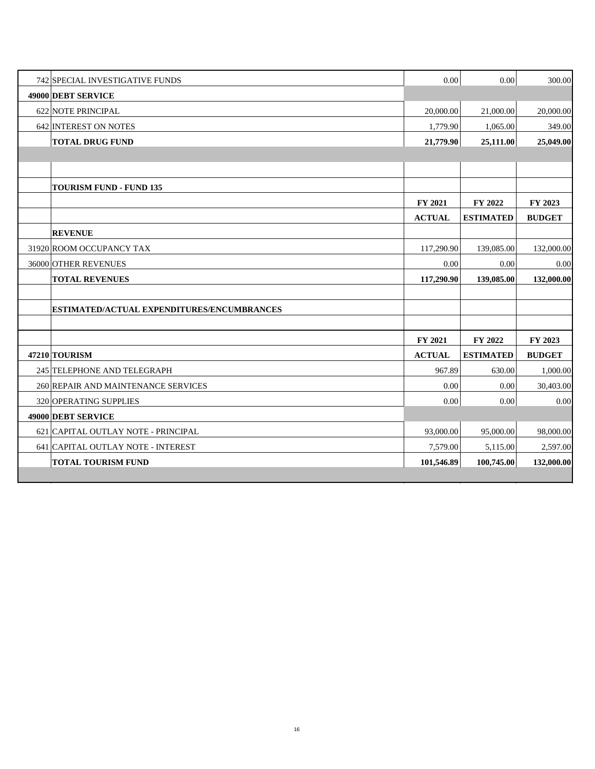| | | | | |
|---|---|---|---|---|
| 742 | SPECIAL INVESTIGATIVE FUNDS | 0.00 | 0.00 | 300.00 |
| **49000** | **DEBT SERVICE** | | | |
| 622 | NOTE PRINCIPAL | 20,000.00 | 21,000.00 | 20,000.00 |
| 642 | INTEREST ON NOTES | 1,779.90 | 1,065.00 | 349.00 |
| | **TOTAL DRUG FUND** | **21,779.90** | **25,111.00** | **25,049.00** |

| | | | | |
|---|---|---|---|---|
| | **TOURISM FUND - FUND 135** | | | |
| | | **FY 2021** | **FY 2022** | **FY 2023** |
| | | **ACTUAL** | **ESTIMATED** | **BUDGET** |
| | **REVENUE** | | | |
| 31920 | ROOM OCCUPANCY TAX | 117,290.90 | 139,085.00 | 132,000.00 |
| 36000 | OTHER REVENUES | 0.00 | 0.00 | 0.00 |
| | **TOTAL REVENUES** | **117,290.90** | **139,085.00** | **132,000.00** |
| | | | | |
| | **ESTIMATED/ACTUAL EXPENDITURES/ENCUMBRANCES** | | | |
| | | | | |
| | | **FY 2021** | **FY 2022** | **FY 2023** |
| **47210** | **TOURISM** | **ACTUAL** | **ESTIMATED** | **BUDGET** |
| 245 | TELEPHONE AND TELEGRAPH | 967.89 | 630.00 | 1,000.00 |
| 260 | REPAIR AND MAINTENANCE SERVICES | 0.00 | 0.00 | 30,403.00 |
| 320 | OPERATING SUPPLIES | 0.00 | 0.00 | 0.00 |
| **49000** | **DEBT SERVICE** | | | |
| 621 | CAPITAL OUTLAY NOTE - PRINCIPAL | 93,000.00 | 95,000.00 | 98,000.00 |
| 641 | CAPITAL OUTLAY NOTE - INTEREST | 7,579.00 | 5,115.00 | 2,597.00 |
| | **TOTAL TOURISM FUND** | **101,546.89** | **100,745.00** | **132,000.00** |